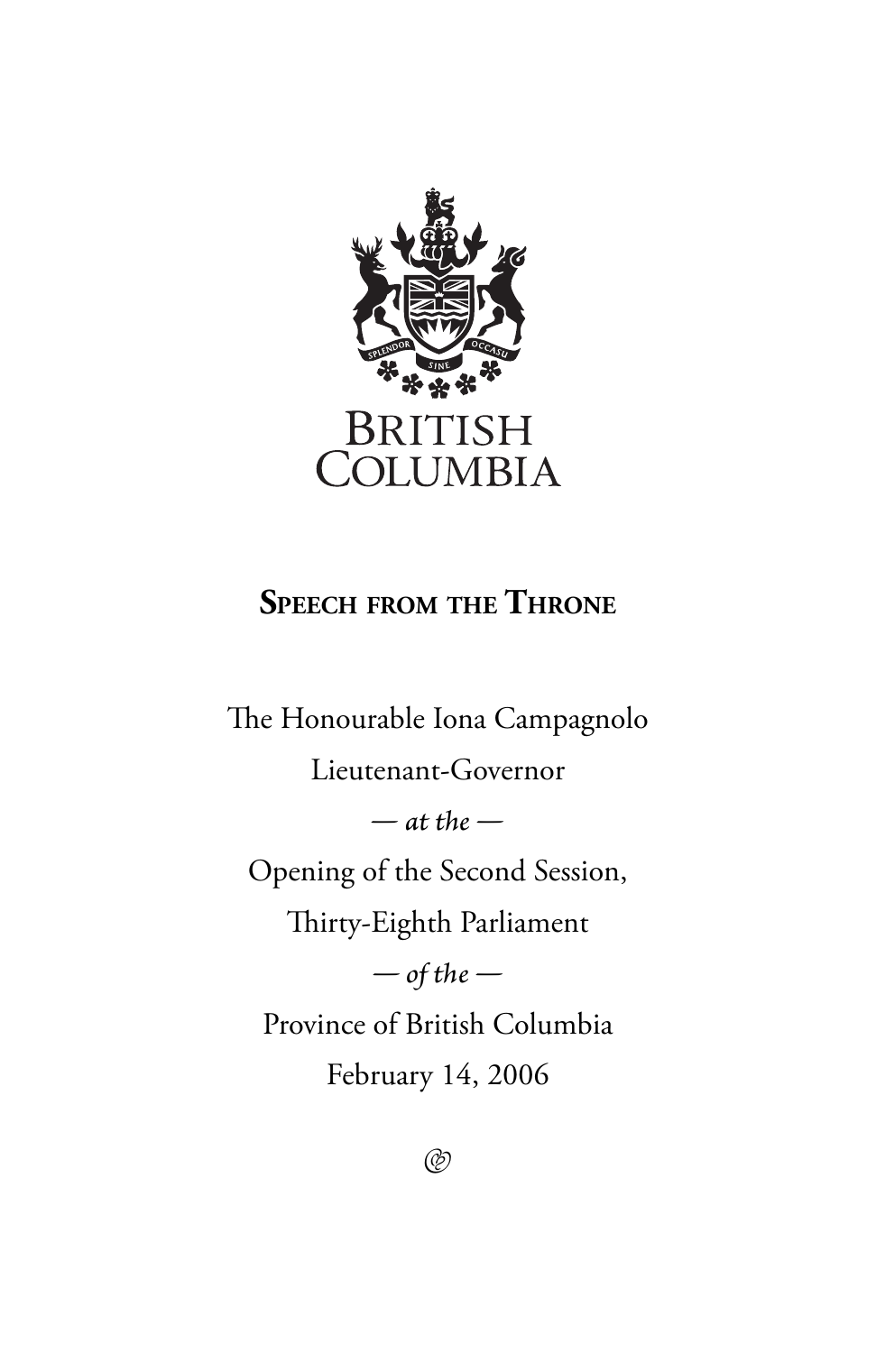BRITISH COLUMBIA

# Speech from the Throne

The Honourable Iona Campagnolo

Lieutenant-Governor

*— at the —*

Opening of the Second Session,

Thirty-Eighth Parliament

*— of the —*

Province of British Columbia

February 14, 2006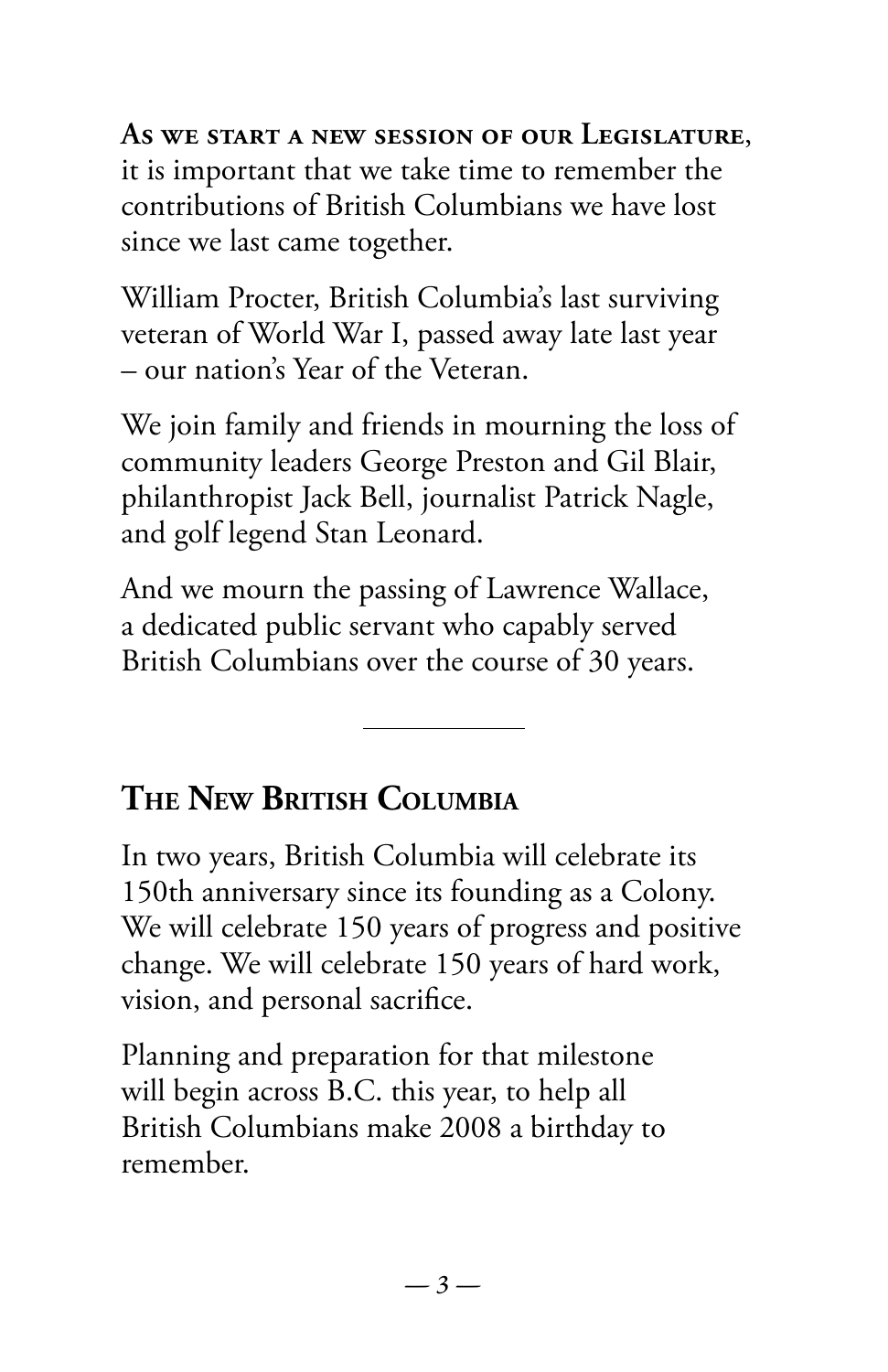**As we start a new session of our Legislature**, it is important that we take time to remember the contributions of British Columbians we have lost since we last came together.

William Procter, British Columbia's last surviving veteran of World War I, passed away late last year – our nation's Year of the Veteran.

We join family and friends in mourning the loss of community leaders George Preston and Gil Blair, philanthropist Jack Bell, journalist Patrick Nagle, and golf legend Stan Leonard.

And we mourn the passing of Lawrence Wallace, a dedicated public servant who capably served British Columbians over the course of 30 years.

---

## The New British Columbia

In two years, British Columbia will celebrate its 150th anniversary since its founding as a Colony. We will celebrate 150 years of progress and positive change. We will celebrate 150 years of hard work, vision, and personal sacrifice.

Planning and preparation for that milestone will begin across B.C. this year, to help all British Columbians make 2008 a birthday to remember.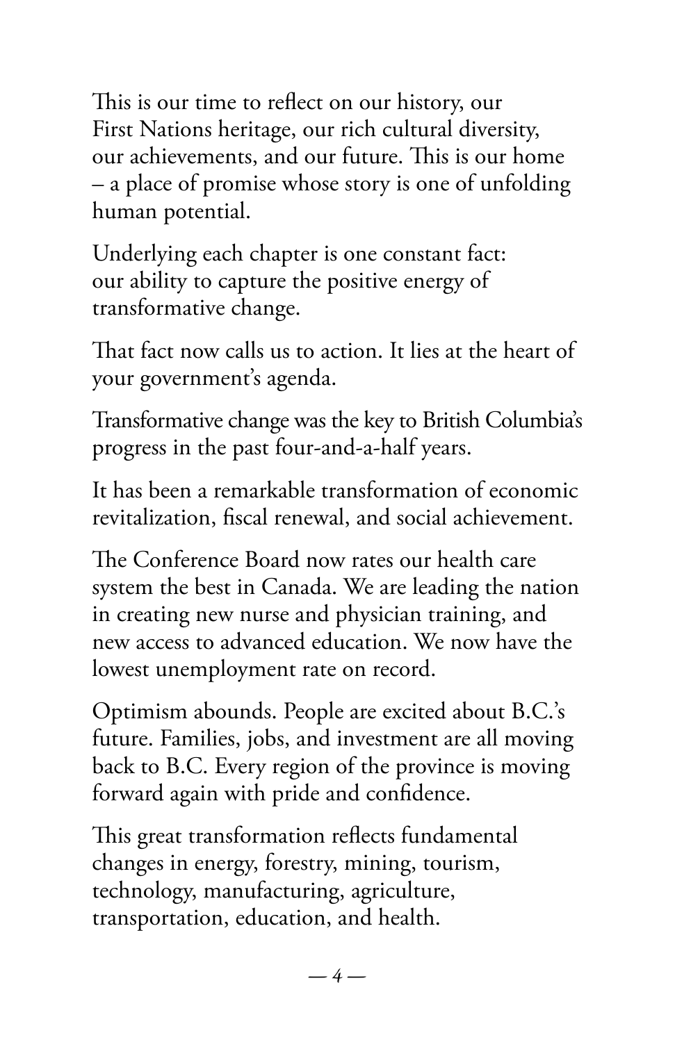This is our time to reflect on our history, our First Nations heritage, our rich cultural diversity, our achievements, and our future. This is our home – a place of promise whose story is one of unfolding human potential.

Underlying each chapter is one constant fact: our ability to capture the positive energy of transformative change.

That fact now calls us to action. It lies at the heart of your government's agenda.

Transformative change was the key to British Columbia's progress in the past four-and-a-half years.

It has been a remarkable transformation of economic revitalization, fiscal renewal, and social achievement.

The Conference Board now rates our health care system the best in Canada. We are leading the nation in creating new nurse and physician training, and new access to advanced education. We now have the lowest unemployment rate on record.

Optimism abounds. People are excited about B.C.'s future. Families, jobs, and investment are all moving back to B.C. Every region of the province is moving forward again with pride and confidence.

This great transformation reflects fundamental changes in energy, forestry, mining, tourism, technology, manufacturing, agriculture, transportation, education, and health.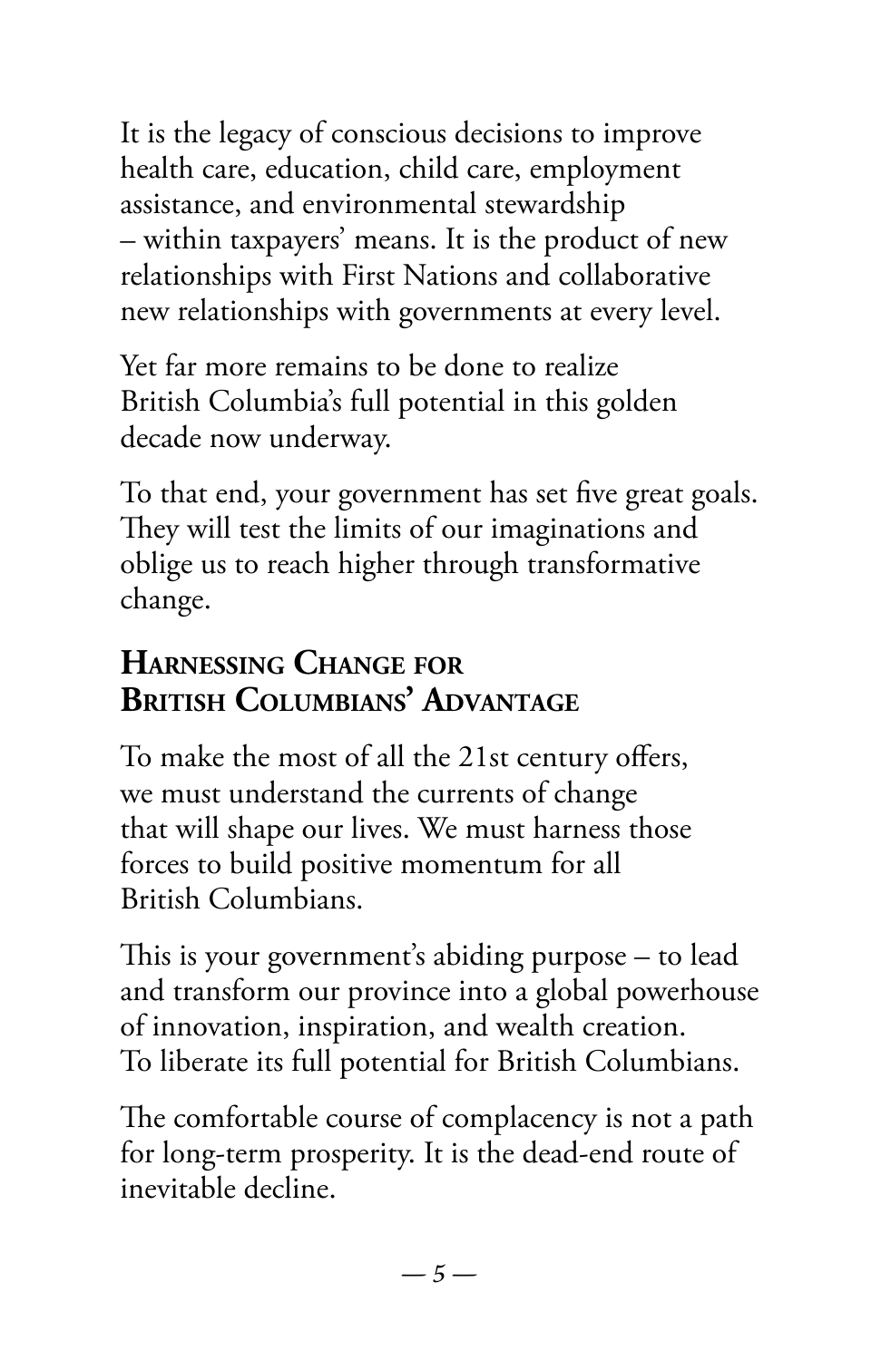It is the legacy of conscious decisions to improve health care, education, child care, employment assistance, and environmental stewardship – within taxpayers' means. It is the product of new relationships with First Nations and collaborative new relationships with governments at every level.

Yet far more remains to be done to realize British Columbia's full potential in this golden decade now underway.

To that end, your government has set five great goals. They will test the limits of our imaginations and oblige us to reach higher through transformative change.

## Harnessing Change for British Columbians' Advantage

To make the most of all the 21st century offers, we must understand the currents of change that will shape our lives. We must harness those forces to build positive momentum for all British Columbians.

This is your government's abiding purpose – to lead and transform our province into a global powerhouse of innovation, inspiration, and wealth creation. To liberate its full potential for British Columbians.

The comfortable course of complacency is not a path for long-term prosperity. It is the dead-end route of inevitable decline.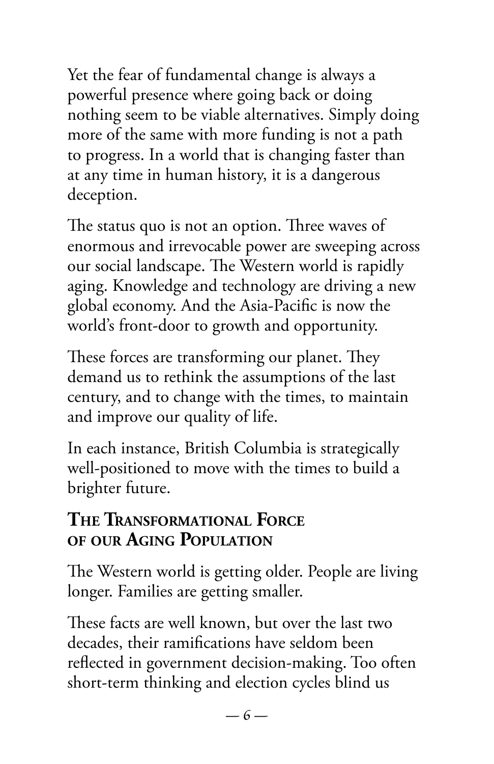Yet the fear of fundamental change is always a powerful presence where going back or doing nothing seem to be viable alternatives. Simply doing more of the same with more funding is not a path to progress. In a world that is changing faster than at any time in human history, it is a dangerous deception.

The status quo is not an option. Three waves of enormous and irrevocable power are sweeping across our social landscape. The Western world is rapidly aging. Knowledge and technology are driving a new global economy. And the Asia-Pacific is now the world's front-door to growth and opportunity.

These forces are transforming our planet. They demand us to rethink the assumptions of the last century, and to change with the times, to maintain and improve our quality of life.

In each instance, British Columbia is strategically well-positioned to move with the times to build a brighter future.

## The Transformational Force of our Aging Population

The Western world is getting older. People are living longer. Families are getting smaller.

These facts are well known, but over the last two decades, their ramifications have seldom been reflected in government decision-making. Too often short-term thinking and election cycles blind us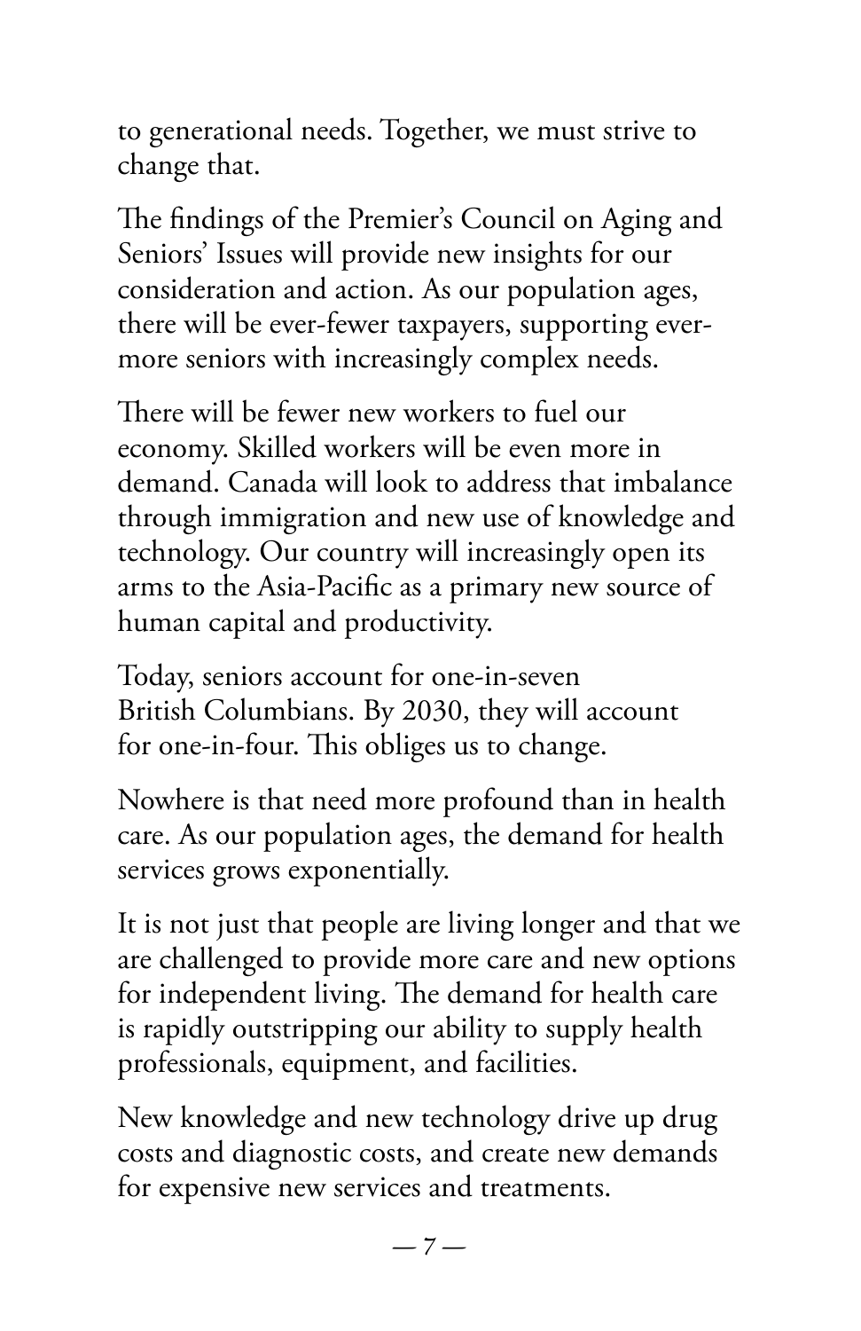to generational needs. Together, we must strive to change that.

The findings of the Premier's Council on Aging and Seniors' Issues will provide new insights for our consideration and action. As our population ages, there will be ever-fewer taxpayers, supporting ever-more seniors with increasingly complex needs.

There will be fewer new workers to fuel our economy. Skilled workers will be even more in demand. Canada will look to address that imbalance through immigration and new use of knowledge and technology. Our country will increasingly open its arms to the Asia-Pacific as a primary new source of human capital and productivity.

Today, seniors account for one-in-seven British Columbians. By 2030, they will account for one-in-four. This obliges us to change.

Nowhere is that need more profound than in health care. As our population ages, the demand for health services grows exponentially.

It is not just that people are living longer and that we are challenged to provide more care and new options for independent living. The demand for health care is rapidly outstripping our ability to supply health professionals, equipment, and facilities.

New knowledge and new technology drive up drug costs and diagnostic costs, and create new demands for expensive new services and treatments.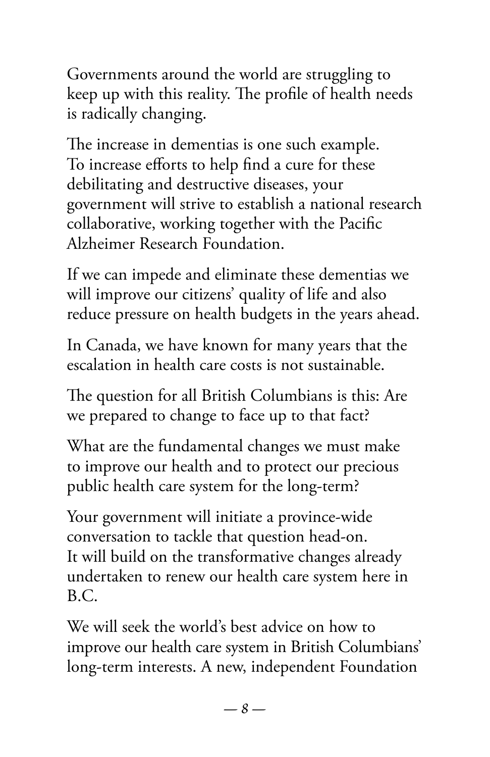Governments around the world are struggling to keep up with this reality. The profile of health needs is radically changing.

The increase in dementias is one such example. To increase efforts to help find a cure for these debilitating and destructive diseases, your government will strive to establish a national research collaborative, working together with the Pacific Alzheimer Research Foundation.

If we can impede and eliminate these dementias we will improve our citizens' quality of life and also reduce pressure on health budgets in the years ahead.

In Canada, we have known for many years that the escalation in health care costs is not sustainable.

The question for all British Columbians is this: Are we prepared to change to face up to that fact?

What are the fundamental changes we must make to improve our health and to protect our precious public health care system for the long-term?

Your government will initiate a province-wide conversation to tackle that question head-on. It will build on the transformative changes already undertaken to renew our health care system here in B.C.

We will seek the world's best advice on how to improve our health care system in British Columbians' long-term interests. A new, independent Foundation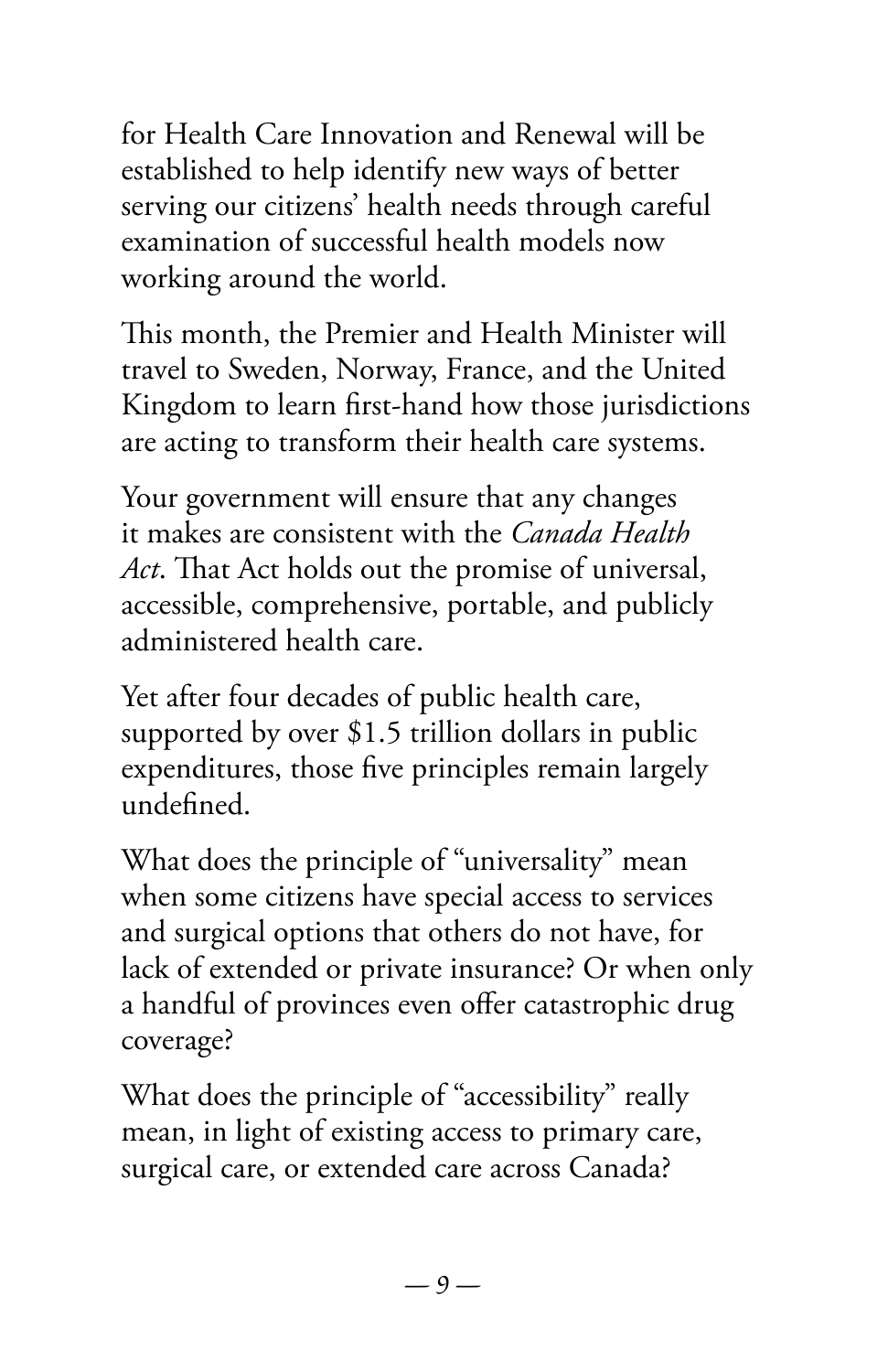for Health Care Innovation and Renewal will be established to help identify new ways of better serving our citizens' health needs through careful examination of successful health models now working around the world.

This month, the Premier and Health Minister will travel to Sweden, Norway, France, and the United Kingdom to learn first-hand how those jurisdictions are acting to transform their health care systems.

Your government will ensure that any changes it makes are consistent with the *Canada Health Act*. That Act holds out the promise of universal, accessible, comprehensive, portable, and publicly administered health care.

Yet after four decades of public health care, supported by over $1.5 trillion dollars in public expenditures, those five principles remain largely undefined.

What does the principle of "universality" mean when some citizens have special access to services and surgical options that others do not have, for lack of extended or private insurance? Or when only a handful of provinces even offer catastrophic drug coverage?

What does the principle of "accessibility" really mean, in light of existing access to primary care, surgical care, or extended care across Canada?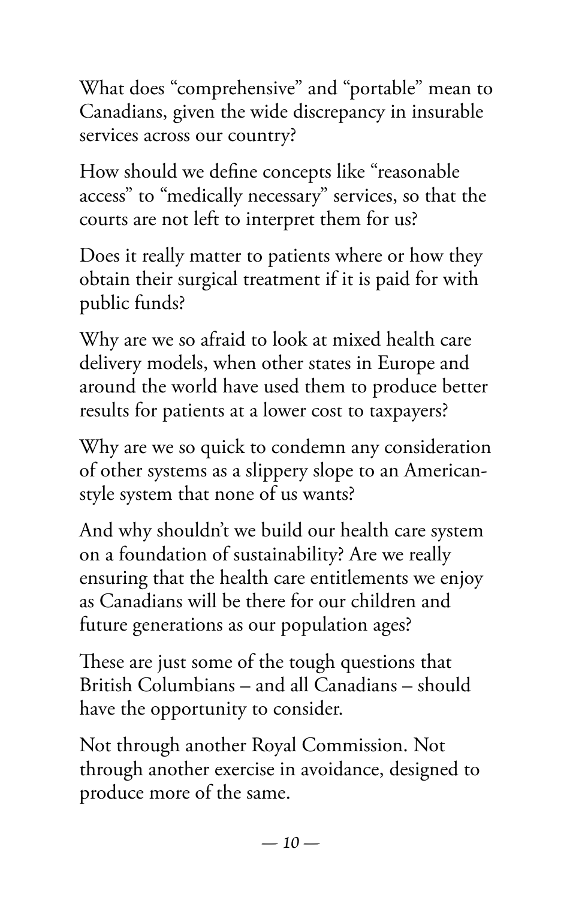What does "comprehensive" and "portable" mean to Canadians, given the wide discrepancy in insurable services across our country?

How should we define concepts like "reasonable access" to "medically necessary" services, so that the courts are not left to interpret them for us?

Does it really matter to patients where or how they obtain their surgical treatment if it is paid for with public funds?

Why are we so afraid to look at mixed health care delivery models, when other states in Europe and around the world have used them to produce better results for patients at a lower cost to taxpayers?

Why are we so quick to condemn any consideration of other systems as a slippery slope to an American-style system that none of us wants?

And why shouldn't we build our health care system on a foundation of sustainability? Are we really ensuring that the health care entitlements we enjoy as Canadians will be there for our children and future generations as our population ages?

These are just some of the tough questions that British Columbians – and all Canadians – should have the opportunity to consider.

Not through another Royal Commission. Not through another exercise in avoidance, designed to produce more of the same.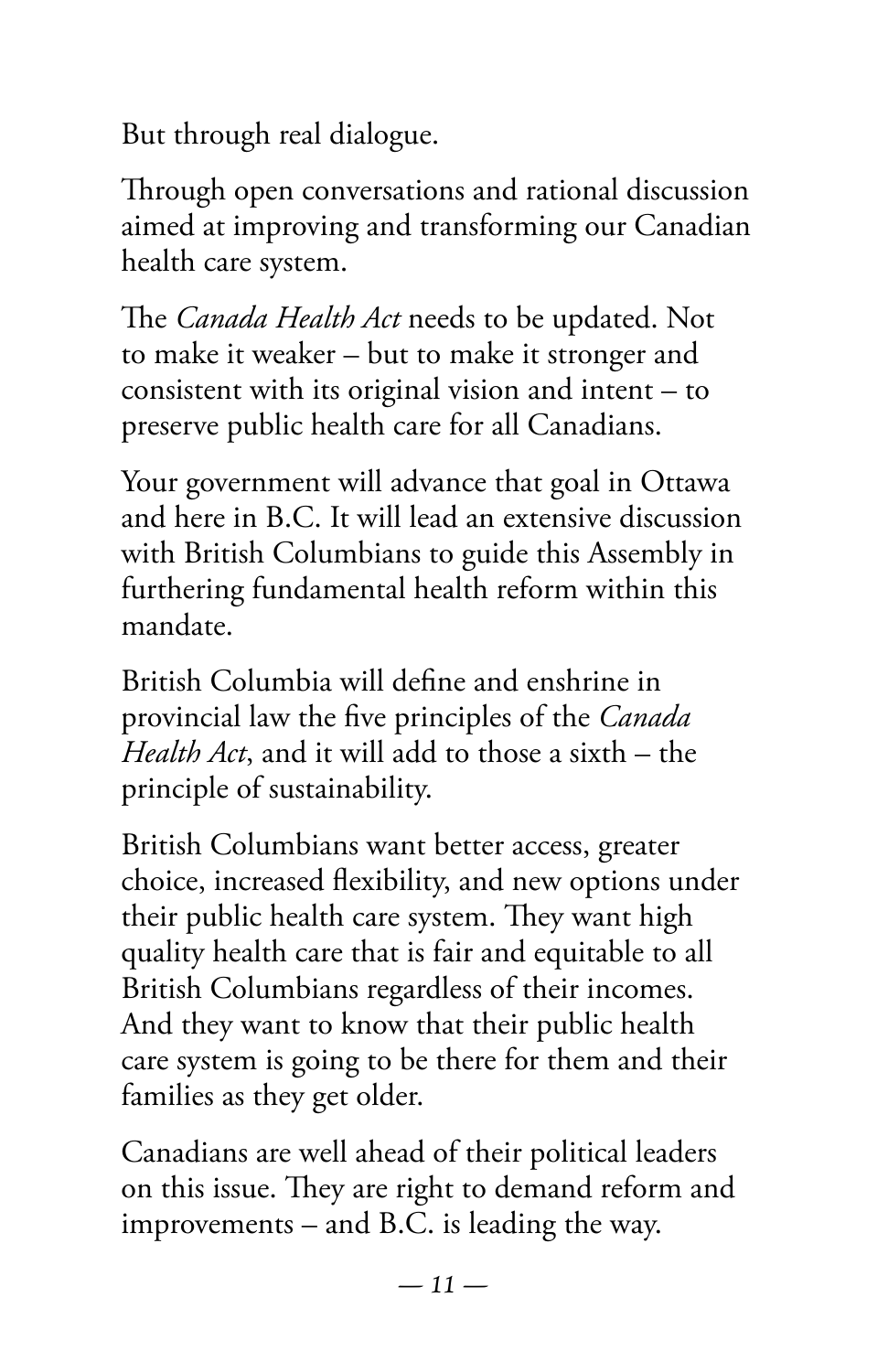But through real dialogue.

Through open conversations and rational discussion aimed at improving and transforming our Canadian health care system.

The *Canada Health Act* needs to be updated. Not to make it weaker – but to make it stronger and consistent with its original vision and intent – to preserve public health care for all Canadians.

Your government will advance that goal in Ottawa and here in B.C. It will lead an extensive discussion with British Columbians to guide this Assembly in furthering fundamental health reform within this mandate.

British Columbia will define and enshrine in provincial law the five principles of the *Canada Health Act*, and it will add to those a sixth – the principle of sustainability.

British Columbians want better access, greater choice, increased flexibility, and new options under their public health care system. They want high quality health care that is fair and equitable to all British Columbians regardless of their incomes. And they want to know that their public health care system is going to be there for them and their families as they get older.

Canadians are well ahead of their political leaders on this issue. They are right to demand reform and improvements – and B.C. is leading the way.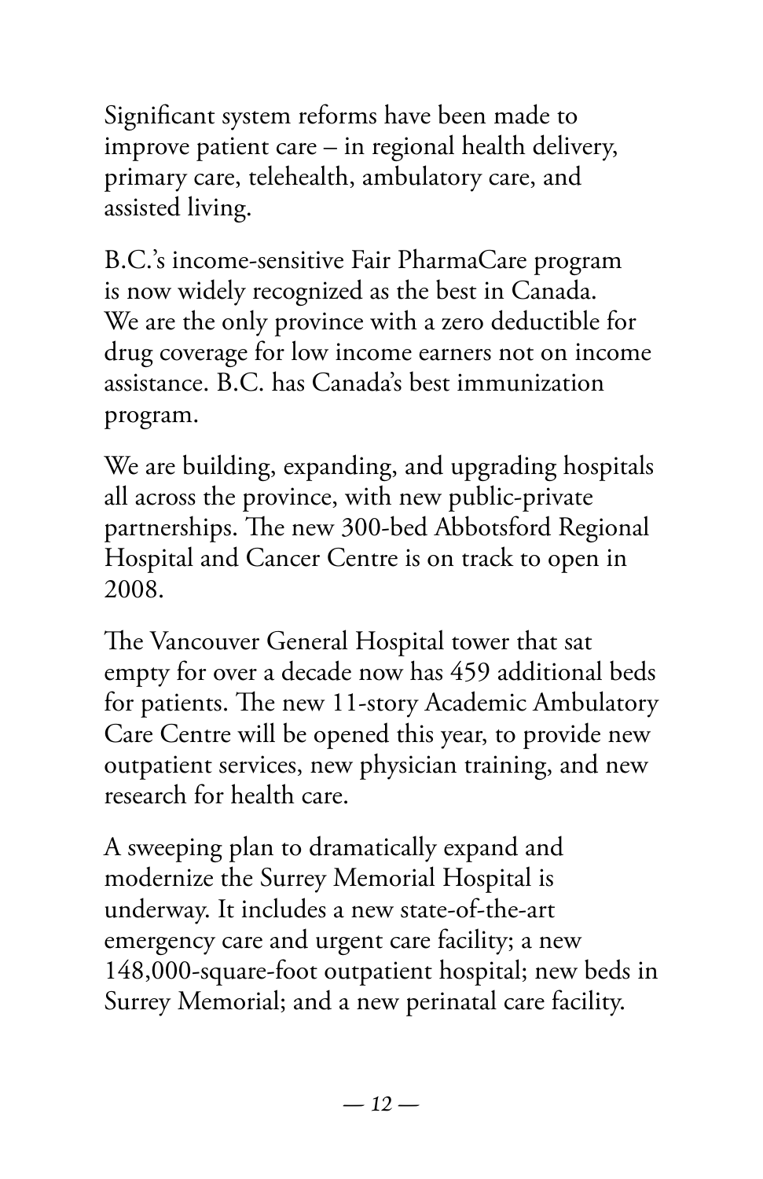Significant system reforms have been made to improve patient care – in regional health delivery, primary care, telehealth, ambulatory care, and assisted living.

B.C.'s income-sensitive Fair PharmaCare program is now widely recognized as the best in Canada. We are the only province with a zero deductible for drug coverage for low income earners not on income assistance. B.C. has Canada's best immunization program.

We are building, expanding, and upgrading hospitals all across the province, with new public-private partnerships. The new 300-bed Abbotsford Regional Hospital and Cancer Centre is on track to open in 2008.

The Vancouver General Hospital tower that sat empty for over a decade now has 459 additional beds for patients. The new 11-story Academic Ambulatory Care Centre will be opened this year, to provide new outpatient services, new physician training, and new research for health care.

A sweeping plan to dramatically expand and modernize the Surrey Memorial Hospital is underway. It includes a new state-of-the-art emergency care and urgent care facility; a new 148,000-square-foot outpatient hospital; new beds in Surrey Memorial; and a new perinatal care facility.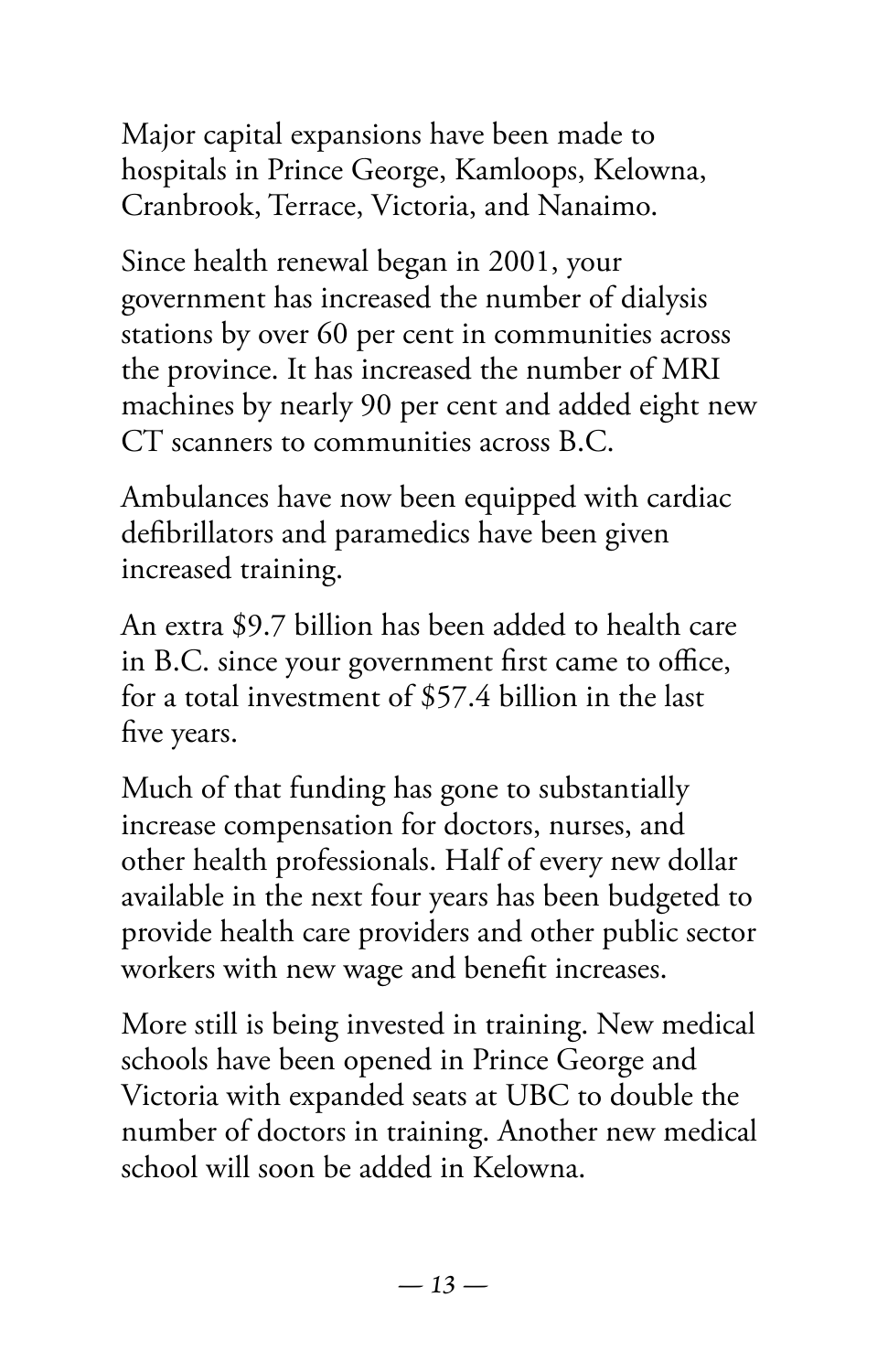Major capital expansions have been made to hospitals in Prince George, Kamloops, Kelowna, Cranbrook, Terrace, Victoria, and Nanaimo.

Since health renewal began in 2001, your government has increased the number of dialysis stations by over 60 per cent in communities across the province. It has increased the number of MRI machines by nearly 90 per cent and added eight new CT scanners to communities across B.C.

Ambulances have now been equipped with cardiac defibrillators and paramedics have been given increased training.

An extra $9.7 billion has been added to health care in B.C. since your government first came to office, for a total investment of $57.4 billion in the last five years.

Much of that funding has gone to substantially increase compensation for doctors, nurses, and other health professionals. Half of every new dollar available in the next four years has been budgeted to provide health care providers and other public sector workers with new wage and benefit increases.

More still is being invested in training. New medical schools have been opened in Prince George and Victoria with expanded seats at UBC to double the number of doctors in training. Another new medical school will soon be added in Kelowna.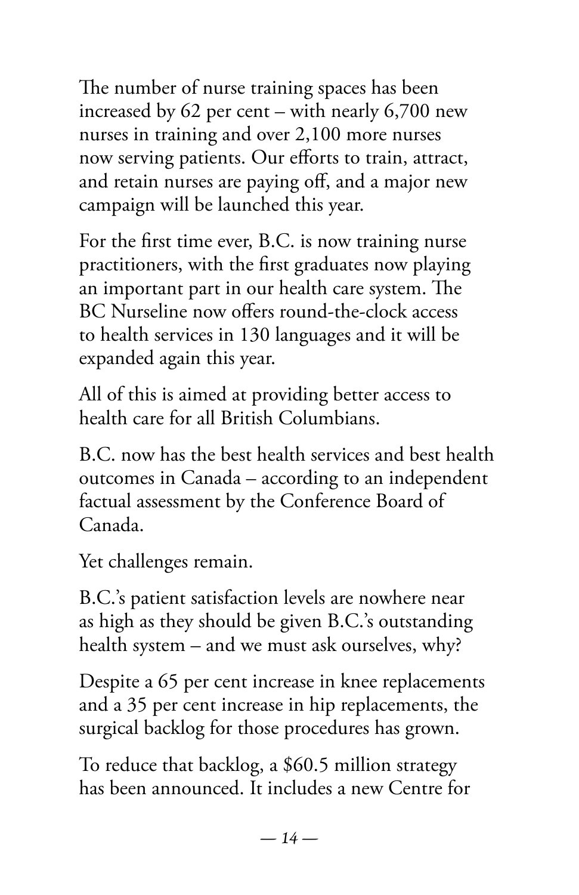The number of nurse training spaces has been increased by 62 per cent – with nearly 6,700 new nurses in training and over 2,100 more nurses now serving patients. Our efforts to train, attract, and retain nurses are paying off, and a major new campaign will be launched this year.

For the first time ever, B.C. is now training nurse practitioners, with the first graduates now playing an important part in our health care system. The BC Nurseline now offers round-the-clock access to health services in 130 languages and it will be expanded again this year.

All of this is aimed at providing better access to health care for all British Columbians.

B.C. now has the best health services and best health outcomes in Canada – according to an independent factual assessment by the Conference Board of Canada.

Yet challenges remain.

B.C.'s patient satisfaction levels are nowhere near as high as they should be given B.C.'s outstanding health system – and we must ask ourselves, why?

Despite a 65 per cent increase in knee replacements and a 35 per cent increase in hip replacements, the surgical backlog for those procedures has grown.

To reduce that backlog, a $60.5 million strategy has been announced. It includes a new Centre for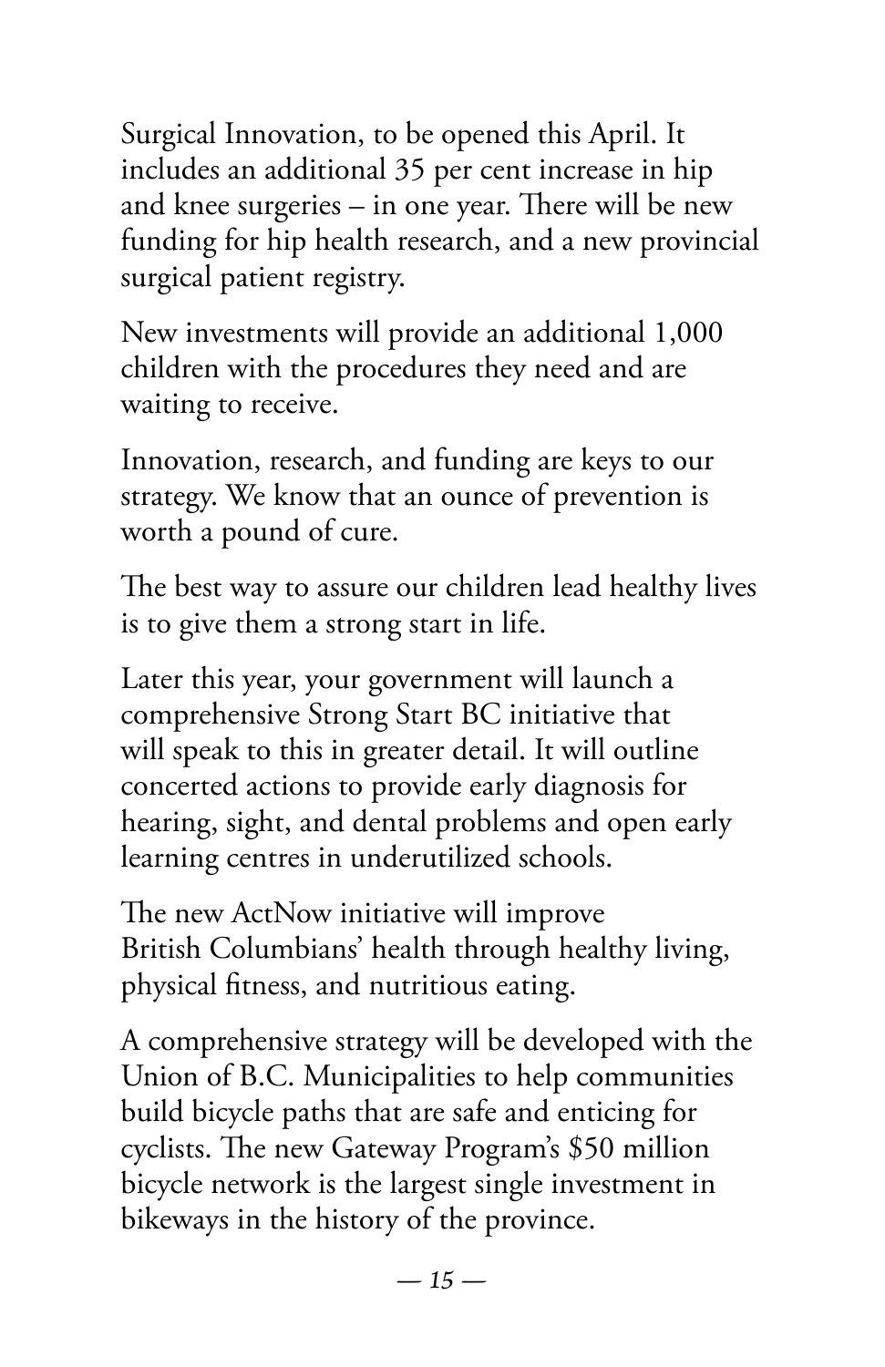Surgical Innovation, to be opened this April. It includes an additional 35 per cent increase in hip and knee surgeries – in one year. There will be new funding for hip health research, and a new provincial surgical patient registry.

New investments will provide an additional 1,000 children with the procedures they need and are waiting to receive.

Innovation, research, and funding are keys to our strategy. We know that an ounce of prevention is worth a pound of cure.

The best way to assure our children lead healthy lives is to give them a strong start in life.

Later this year, your government will launch a comprehensive Strong Start BC initiative that will speak to this in greater detail. It will outline concerted actions to provide early diagnosis for hearing, sight, and dental problems and open early learning centres in underutilized schools.

The new ActNow initiative will improve British Columbians' health through healthy living, physical fitness, and nutritious eating.

A comprehensive strategy will be developed with the Union of B.C. Municipalities to help communities build bicycle paths that are safe and enticing for cyclists. The new Gateway Program's $50 million bicycle network is the largest single investment in bikeways in the history of the province.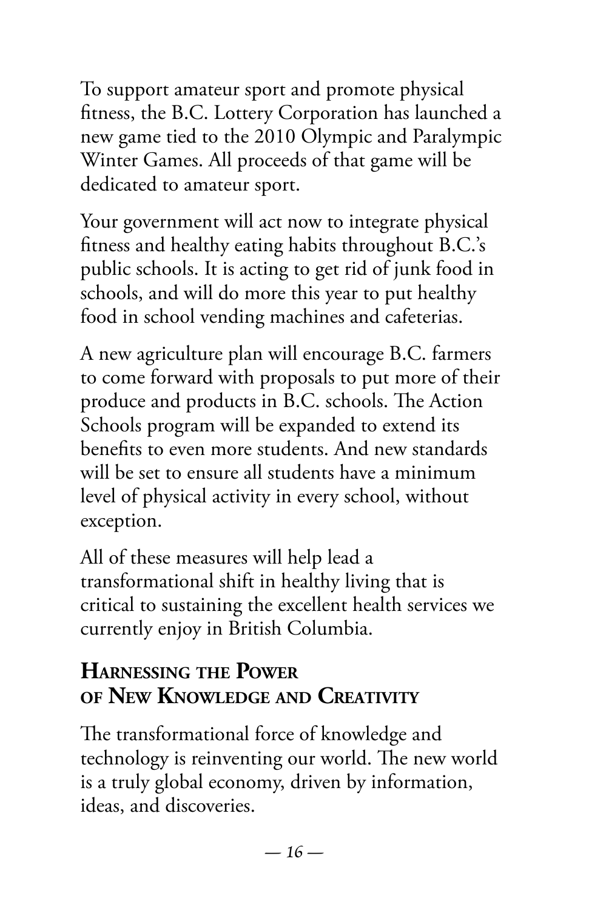To support amateur sport and promote physical fitness, the B.C. Lottery Corporation has launched a new game tied to the 2010 Olympic and Paralympic Winter Games. All proceeds of that game will be dedicated to amateur sport.

Your government will act now to integrate physical fitness and healthy eating habits throughout B.C.'s public schools. It is acting to get rid of junk food in schools, and will do more this year to put healthy food in school vending machines and cafeterias.

A new agriculture plan will encourage B.C. farmers to come forward with proposals to put more of their produce and products in B.C. schools. The Action Schools program will be expanded to extend its benefits to even more students. And new standards will be set to ensure all students have a minimum level of physical activity in every school, without exception.

All of these measures will help lead a transformational shift in healthy living that is critical to sustaining the excellent health services we currently enjoy in British Columbia.

## Harnessing the Power of New Knowledge and Creativity

The transformational force of knowledge and technology is reinventing our world. The new world is a truly global economy, driven by information, ideas, and discoveries.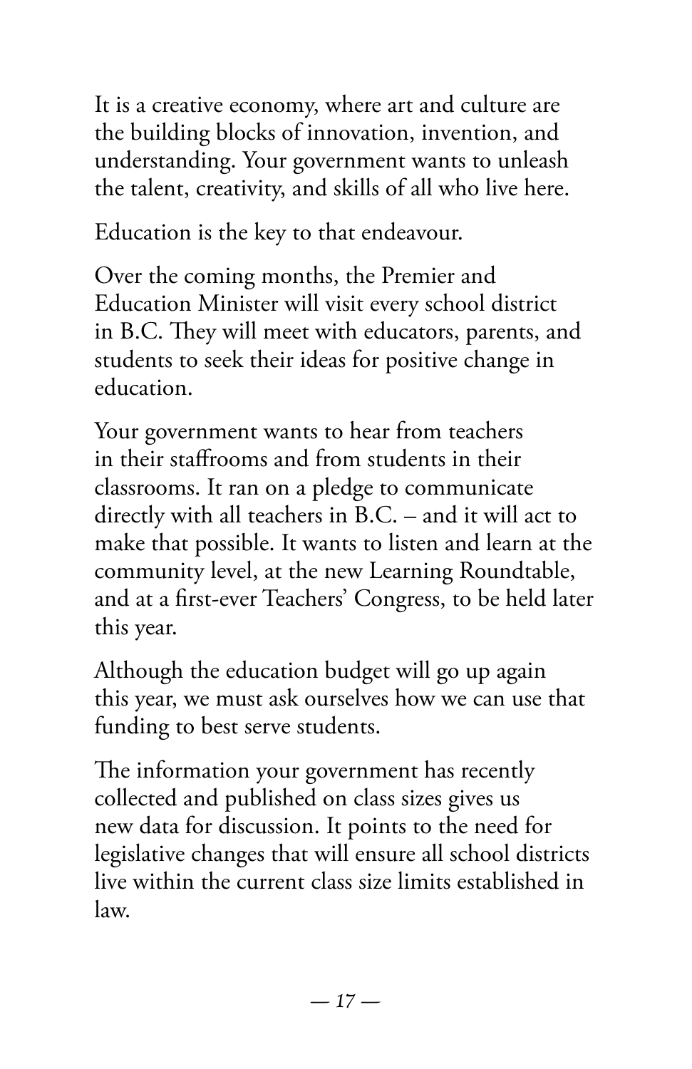It is a creative economy, where art and culture are the building blocks of innovation, invention, and understanding. Your government wants to unleash the talent, creativity, and skills of all who live here.

Education is the key to that endeavour.

Over the coming months, the Premier and Education Minister will visit every school district in B.C. They will meet with educators, parents, and students to seek their ideas for positive change in education.

Your government wants to hear from teachers in their staffrooms and from students in their classrooms. It ran on a pledge to communicate directly with all teachers in B.C. – and it will act to make that possible. It wants to listen and learn at the community level, at the new Learning Roundtable, and at a first-ever Teachers' Congress, to be held later this year.

Although the education budget will go up again this year, we must ask ourselves how we can use that funding to best serve students.

The information your government has recently collected and published on class sizes gives us new data for discussion. It points to the need for legislative changes that will ensure all school districts live within the current class size limits established in law.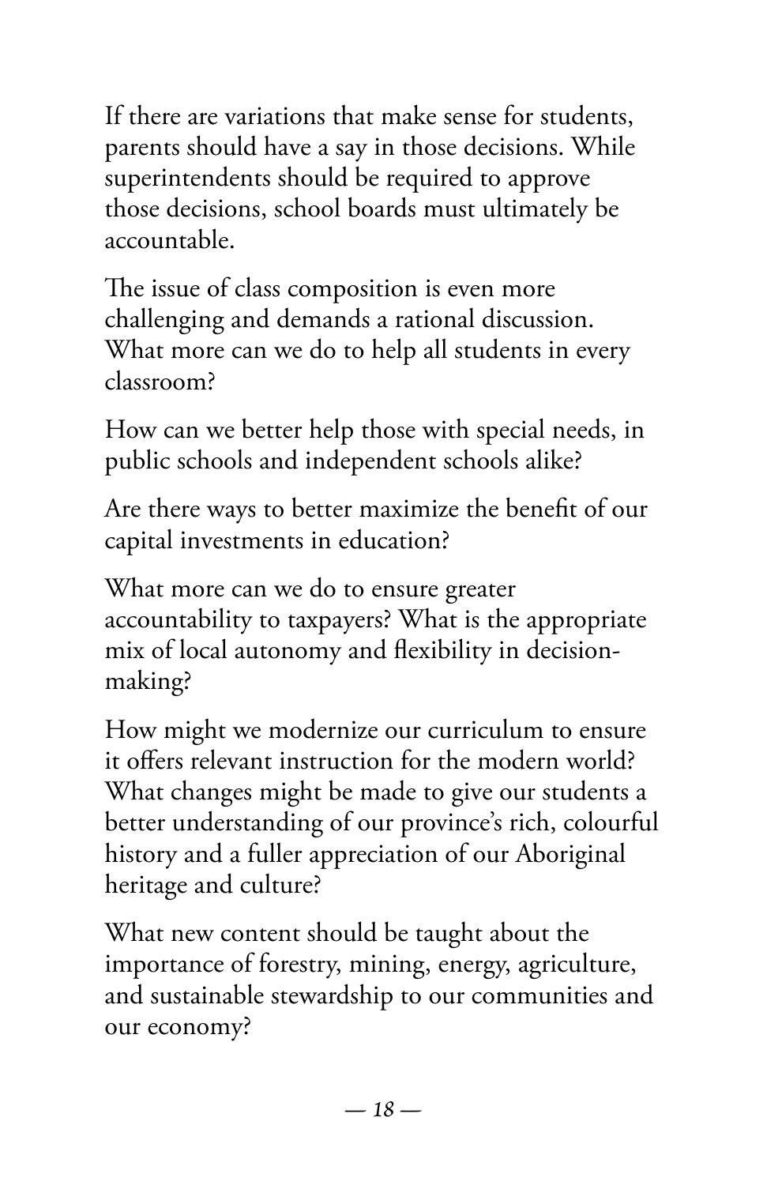If there are variations that make sense for students, parents should have a say in those decisions. While superintendents should be required to approve those decisions, school boards must ultimately be accountable.

The issue of class composition is even more challenging and demands a rational discussion. What more can we do to help all students in every classroom?

How can we better help those with special needs, in public schools and independent schools alike?

Are there ways to better maximize the benefit of our capital investments in education?

What more can we do to ensure greater accountability to taxpayers? What is the appropriate mix of local autonomy and flexibility in decision-making?

How might we modernize our curriculum to ensure it offers relevant instruction for the modern world? What changes might be made to give our students a better understanding of our province's rich, colourful history and a fuller appreciation of our Aboriginal heritage and culture?

What new content should be taught about the importance of forestry, mining, energy, agriculture, and sustainable stewardship to our communities and our economy?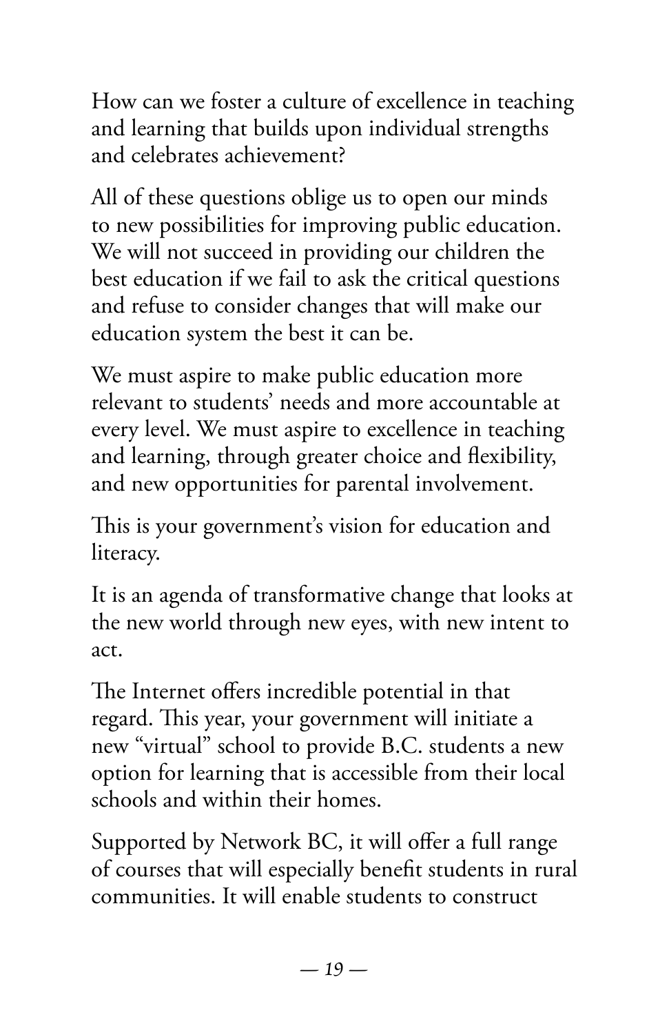How can we foster a culture of excellence in teaching and learning that builds upon individual strengths and celebrates achievement?

All of these questions oblige us to open our minds to new possibilities for improving public education. We will not succeed in providing our children the best education if we fail to ask the critical questions and refuse to consider changes that will make our education system the best it can be.

We must aspire to make public education more relevant to students' needs and more accountable at every level. We must aspire to excellence in teaching and learning, through greater choice and flexibility, and new opportunities for parental involvement.

This is your government's vision for education and literacy.

It is an agenda of transformative change that looks at the new world through new eyes, with new intent to act.

The Internet offers incredible potential in that regard. This year, your government will initiate a new "virtual" school to provide B.C. students a new option for learning that is accessible from their local schools and within their homes.

Supported by Network BC, it will offer a full range of courses that will especially benefit students in rural communities. It will enable students to construct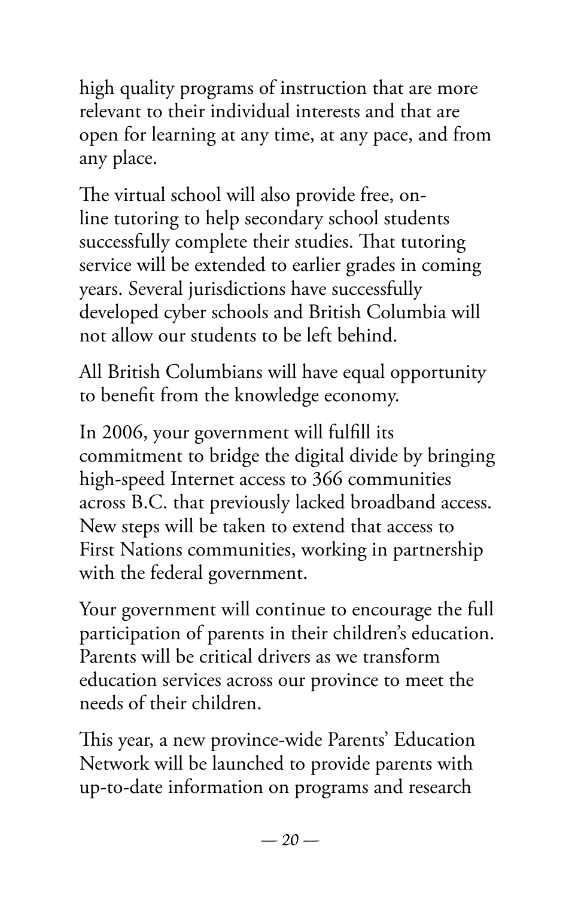high quality programs of instruction that are more relevant to their individual interests and that are open for learning at any time, at any pace, and from any place.

The virtual school will also provide free, on-line tutoring to help secondary school students successfully complete their studies. That tutoring service will be extended to earlier grades in coming years. Several jurisdictions have successfully developed cyber schools and British Columbia will not allow our students to be left behind.

All British Columbians will have equal opportunity to benefit from the knowledge economy.

In 2006, your government will fulfill its commitment to bridge the digital divide by bringing high-speed Internet access to 366 communities across B.C. that previously lacked broadband access. New steps will be taken to extend that access to First Nations communities, working in partnership with the federal government.

Your government will continue to encourage the full participation of parents in their children's education. Parents will be critical drivers as we transform education services across our province to meet the needs of their children.

This year, a new province-wide Parents' Education Network will be launched to provide parents with up-to-date information on programs and research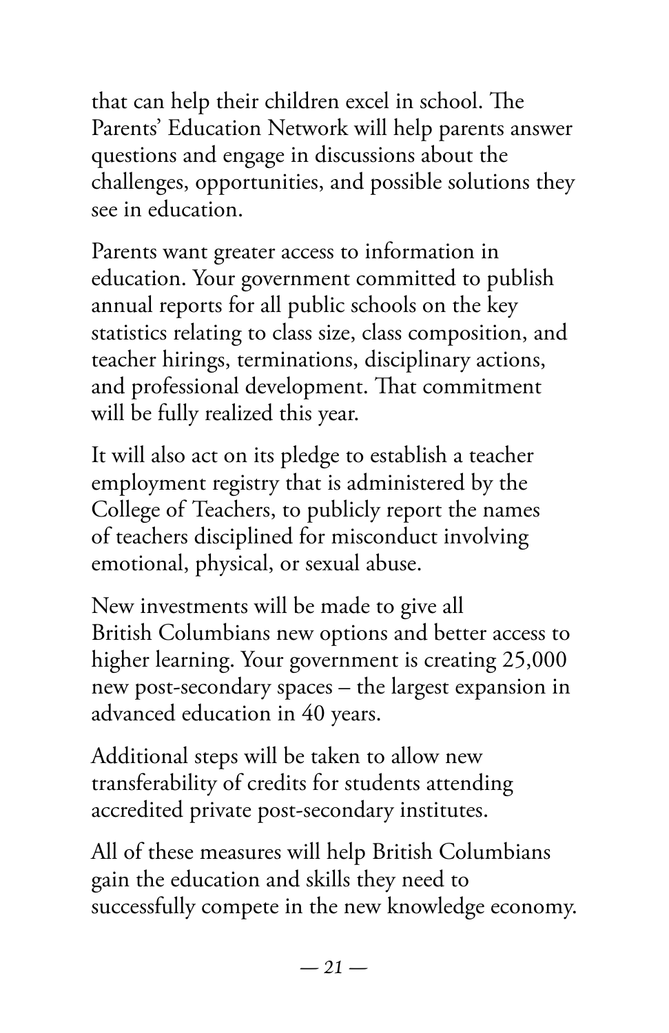that can help their children excel in school. The Parents' Education Network will help parents answer questions and engage in discussions about the challenges, opportunities, and possible solutions they see in education.

Parents want greater access to information in education. Your government committed to publish annual reports for all public schools on the key statistics relating to class size, class composition, and teacher hirings, terminations, disciplinary actions, and professional development. That commitment will be fully realized this year.

It will also act on its pledge to establish a teacher employment registry that is administered by the College of Teachers, to publicly report the names of teachers disciplined for misconduct involving emotional, physical, or sexual abuse.

New investments will be made to give all British Columbians new options and better access to higher learning. Your government is creating 25,000 new post-secondary spaces – the largest expansion in advanced education in 40 years.

Additional steps will be taken to allow new transferability of credits for students attending accredited private post-secondary institutes.

All of these measures will help British Columbians gain the education and skills they need to successfully compete in the new knowledge economy.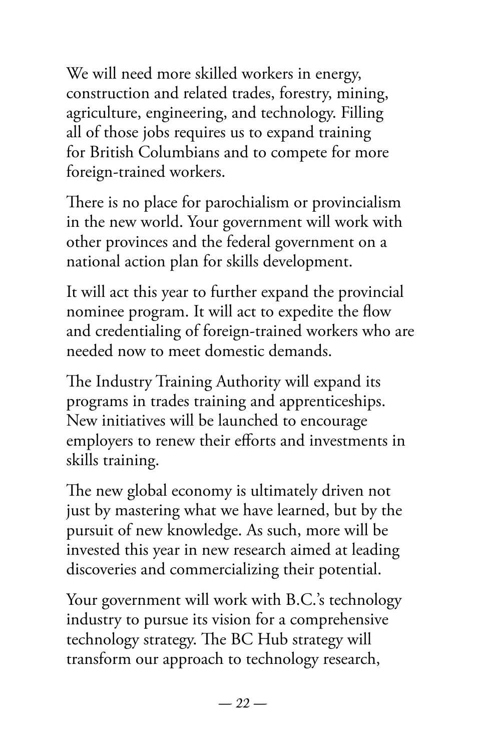We will need more skilled workers in energy, construction and related trades, forestry, mining, agriculture, engineering, and technology. Filling all of those jobs requires us to expand training for British Columbians and to compete for more foreign-trained workers.

There is no place for parochialism or provincialism in the new world. Your government will work with other provinces and the federal government on a national action plan for skills development.

It will act this year to further expand the provincial nominee program. It will act to expedite the flow and credentialing of foreign-trained workers who are needed now to meet domestic demands.

The Industry Training Authority will expand its programs in trades training and apprenticeships. New initiatives will be launched to encourage employers to renew their efforts and investments in skills training.

The new global economy is ultimately driven not just by mastering what we have learned, but by the pursuit of new knowledge. As such, more will be invested this year in new research aimed at leading discoveries and commercializing their potential.

Your government will work with B.C.'s technology industry to pursue its vision for a comprehensive technology strategy. The BC Hub strategy will transform our approach to technology research,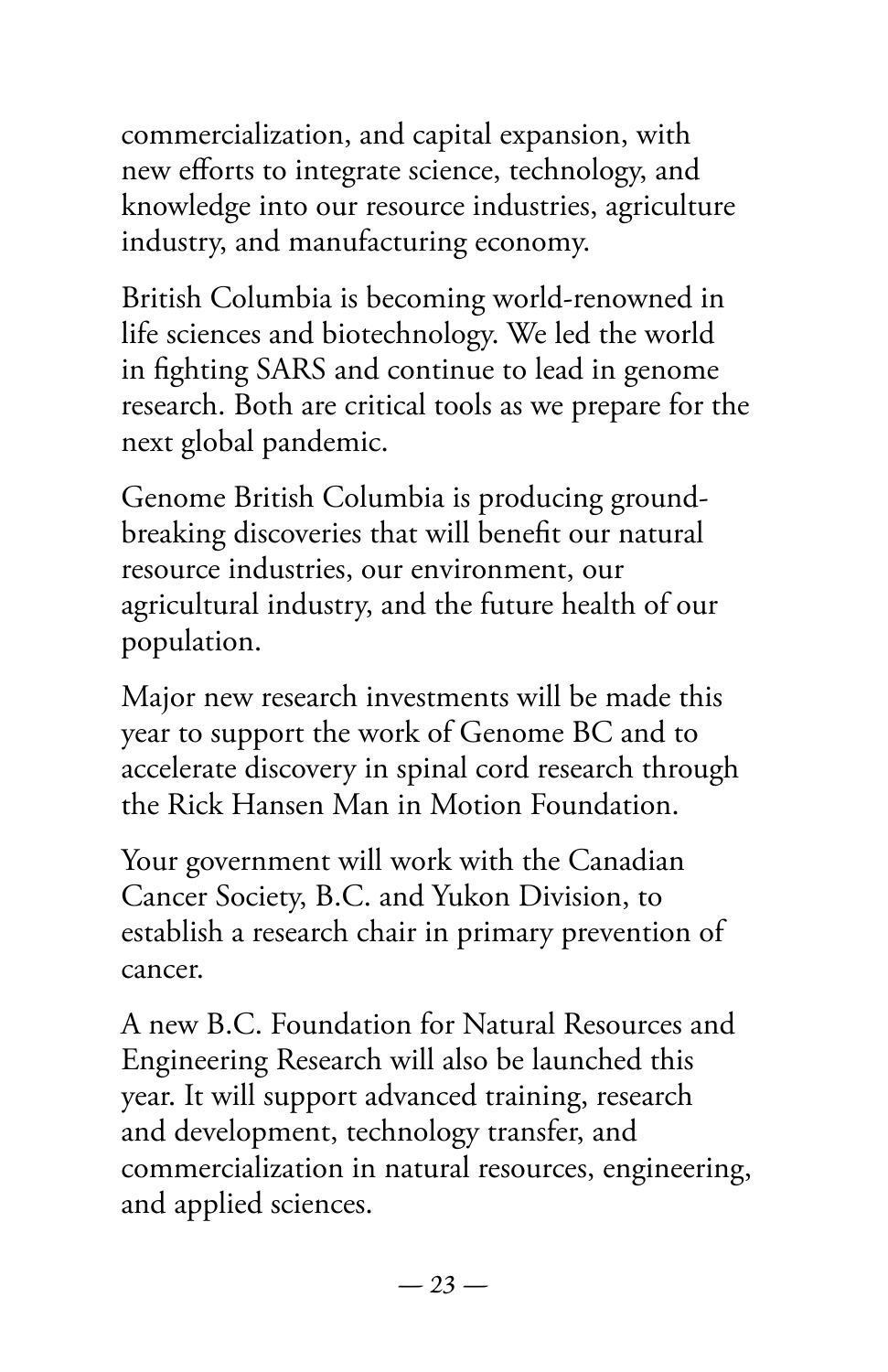commercialization, and capital expansion, with new efforts to integrate science, technology, and knowledge into our resource industries, agriculture industry, and manufacturing economy.

British Columbia is becoming world-renowned in life sciences and biotechnology. We led the world in fighting SARS and continue to lead in genome research. Both are critical tools as we prepare for the next global pandemic.

Genome British Columbia is producing ground-breaking discoveries that will benefit our natural resource industries, our environment, our agricultural industry, and the future health of our population.

Major new research investments will be made this year to support the work of Genome BC and to accelerate discovery in spinal cord research through the Rick Hansen Man in Motion Foundation.

Your government will work with the Canadian Cancer Society, B.C. and Yukon Division, to establish a research chair in primary prevention of cancer.

A new B.C. Foundation for Natural Resources and Engineering Research will also be launched this year. It will support advanced training, research and development, technology transfer, and commercialization in natural resources, engineering, and applied sciences.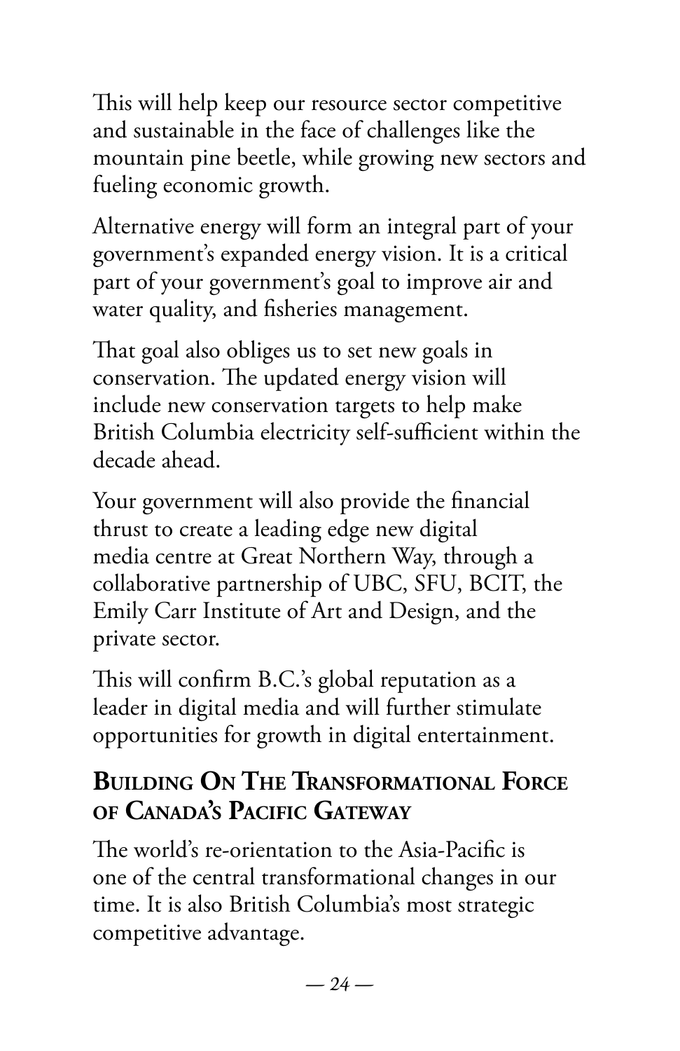This will help keep our resource sector competitive and sustainable in the face of challenges like the mountain pine beetle, while growing new sectors and fueling economic growth.

Alternative energy will form an integral part of your government's expanded energy vision. It is a critical part of your government's goal to improve air and water quality, and fisheries management.

That goal also obliges us to set new goals in conservation. The updated energy vision will include new conservation targets to help make British Columbia electricity self-sufficient within the decade ahead.

Your government will also provide the financial thrust to create a leading edge new digital media centre at Great Northern Way, through a collaborative partnership of UBC, SFU, BCIT, the Emily Carr Institute of Art and Design, and the private sector.

This will confirm B.C.'s global reputation as a leader in digital media and will further stimulate opportunities for growth in digital entertainment.

## Building On The Transformational Force of Canada's Pacific Gateway

The world's re-orientation to the Asia-Pacific is one of the central transformational changes in our time. It is also British Columbia's most strategic competitive advantage.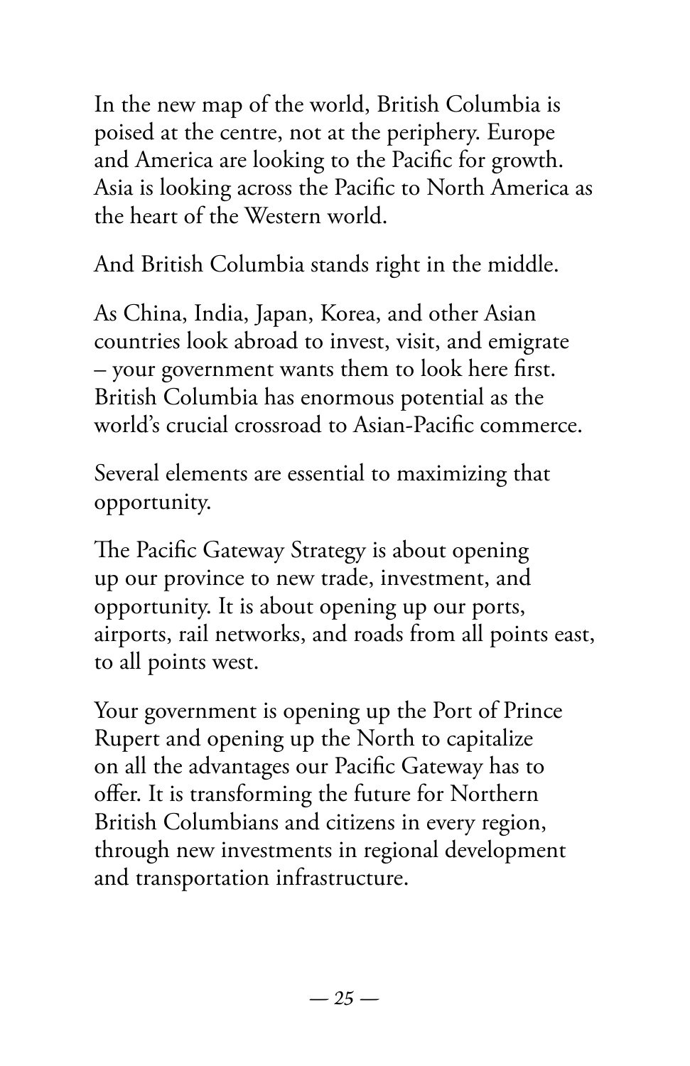In the new map of the world, British Columbia is poised at the centre, not at the periphery. Europe and America are looking to the Pacific for growth. Asia is looking across the Pacific to North America as the heart of the Western world.

And British Columbia stands right in the middle.

As China, India, Japan, Korea, and other Asian countries look abroad to invest, visit, and emigrate – your government wants them to look here first. British Columbia has enormous potential as the world's crucial crossroad to Asian-Pacific commerce.

Several elements are essential to maximizing that opportunity.

The Pacific Gateway Strategy is about opening up our province to new trade, investment, and opportunity. It is about opening up our ports, airports, rail networks, and roads from all points east, to all points west.

Your government is opening up the Port of Prince Rupert and opening up the North to capitalize on all the advantages our Pacific Gateway has to offer. It is transforming the future for Northern British Columbians and citizens in every region, through new investments in regional development and transportation infrastructure.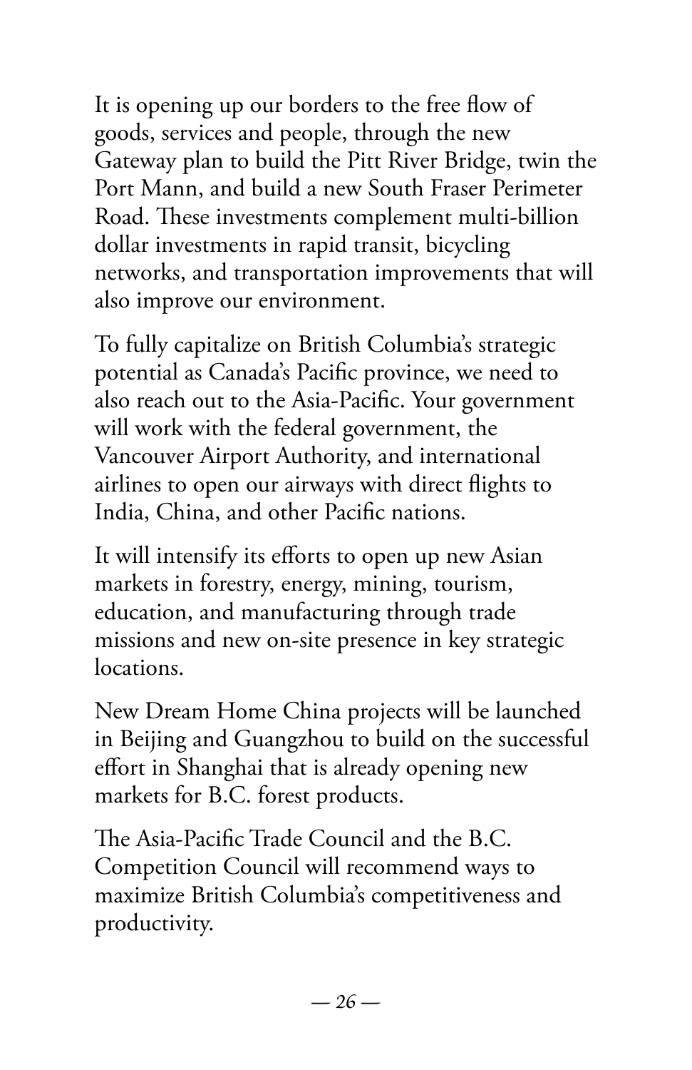It is opening up our borders to the free flow of goods, services and people, through the new Gateway plan to build the Pitt River Bridge, twin the Port Mann, and build a new South Fraser Perimeter Road. These investments complement multi-billion dollar investments in rapid transit, bicycling networks, and transportation improvements that will also improve our environment.

To fully capitalize on British Columbia's strategic potential as Canada's Pacific province, we need to also reach out to the Asia-Pacific. Your government will work with the federal government, the Vancouver Airport Authority, and international airlines to open our airways with direct flights to India, China, and other Pacific nations.

It will intensify its efforts to open up new Asian markets in forestry, energy, mining, tourism, education, and manufacturing through trade missions and new on-site presence in key strategic locations.

New Dream Home China projects will be launched in Beijing and Guangzhou to build on the successful effort in Shanghai that is already opening new markets for B.C. forest products.

The Asia-Pacific Trade Council and the B.C. Competition Council will recommend ways to maximize British Columbia's competitiveness and productivity.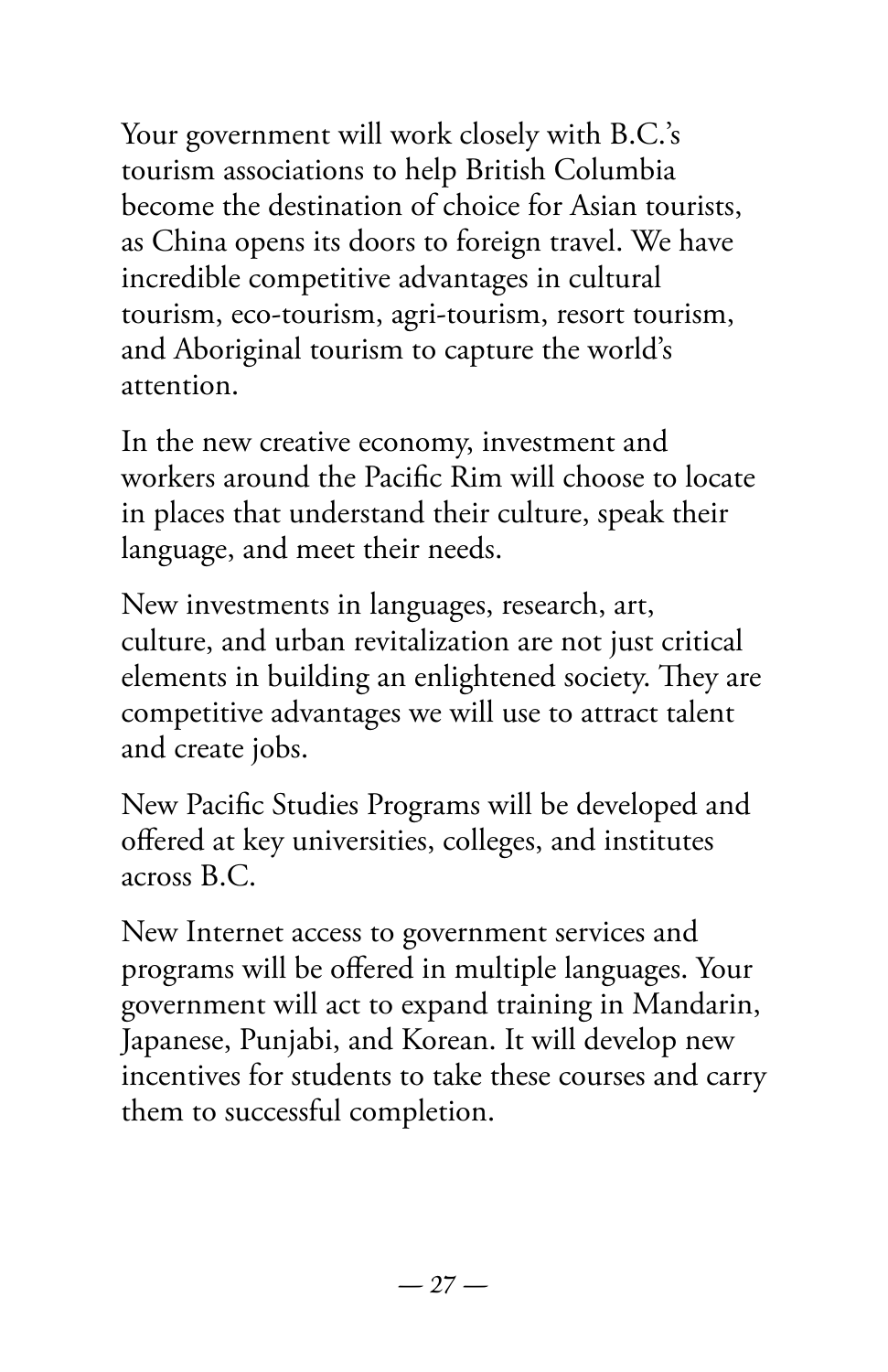Your government will work closely with B.C.'s tourism associations to help British Columbia become the destination of choice for Asian tourists, as China opens its doors to foreign travel. We have incredible competitive advantages in cultural tourism, eco-tourism, agri-tourism, resort tourism, and Aboriginal tourism to capture the world's attention.

In the new creative economy, investment and workers around the Pacific Rim will choose to locate in places that understand their culture, speak their language, and meet their needs.

New investments in languages, research, art, culture, and urban revitalization are not just critical elements in building an enlightened society. They are competitive advantages we will use to attract talent and create jobs.

New Pacific Studies Programs will be developed and offered at key universities, colleges, and institutes across B.C.

New Internet access to government services and programs will be offered in multiple languages. Your government will act to expand training in Mandarin, Japanese, Punjabi, and Korean. It will develop new incentives for students to take these courses and carry them to successful completion.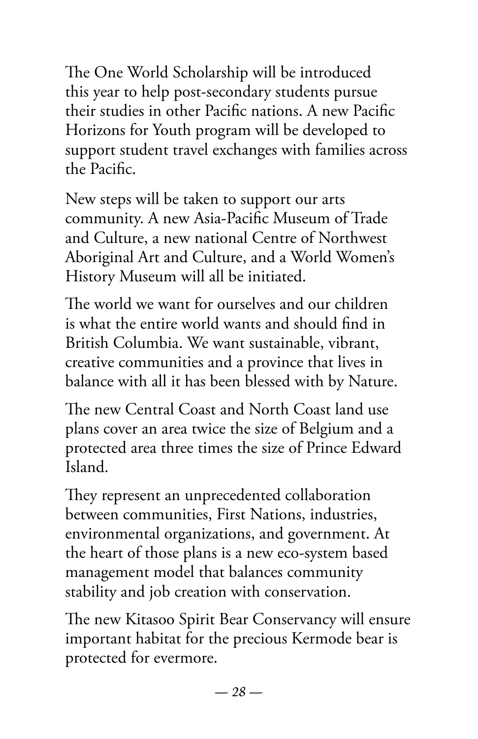The One World Scholarship will be introduced this year to help post-secondary students pursue their studies in other Pacific nations. A new Pacific Horizons for Youth program will be developed to support student travel exchanges with families across the Pacific.

New steps will be taken to support our arts community. A new Asia-Pacific Museum of Trade and Culture, a new national Centre of Northwest Aboriginal Art and Culture, and a World Women's History Museum will all be initiated.

The world we want for ourselves and our children is what the entire world wants and should find in British Columbia. We want sustainable, vibrant, creative communities and a province that lives in balance with all it has been blessed with by Nature.

The new Central Coast and North Coast land use plans cover an area twice the size of Belgium and a protected area three times the size of Prince Edward Island.

They represent an unprecedented collaboration between communities, First Nations, industries, environmental organizations, and government. At the heart of those plans is a new eco-system based management model that balances community stability and job creation with conservation.

The new Kitasoo Spirit Bear Conservancy will ensure important habitat for the precious Kermode bear is protected for evermore.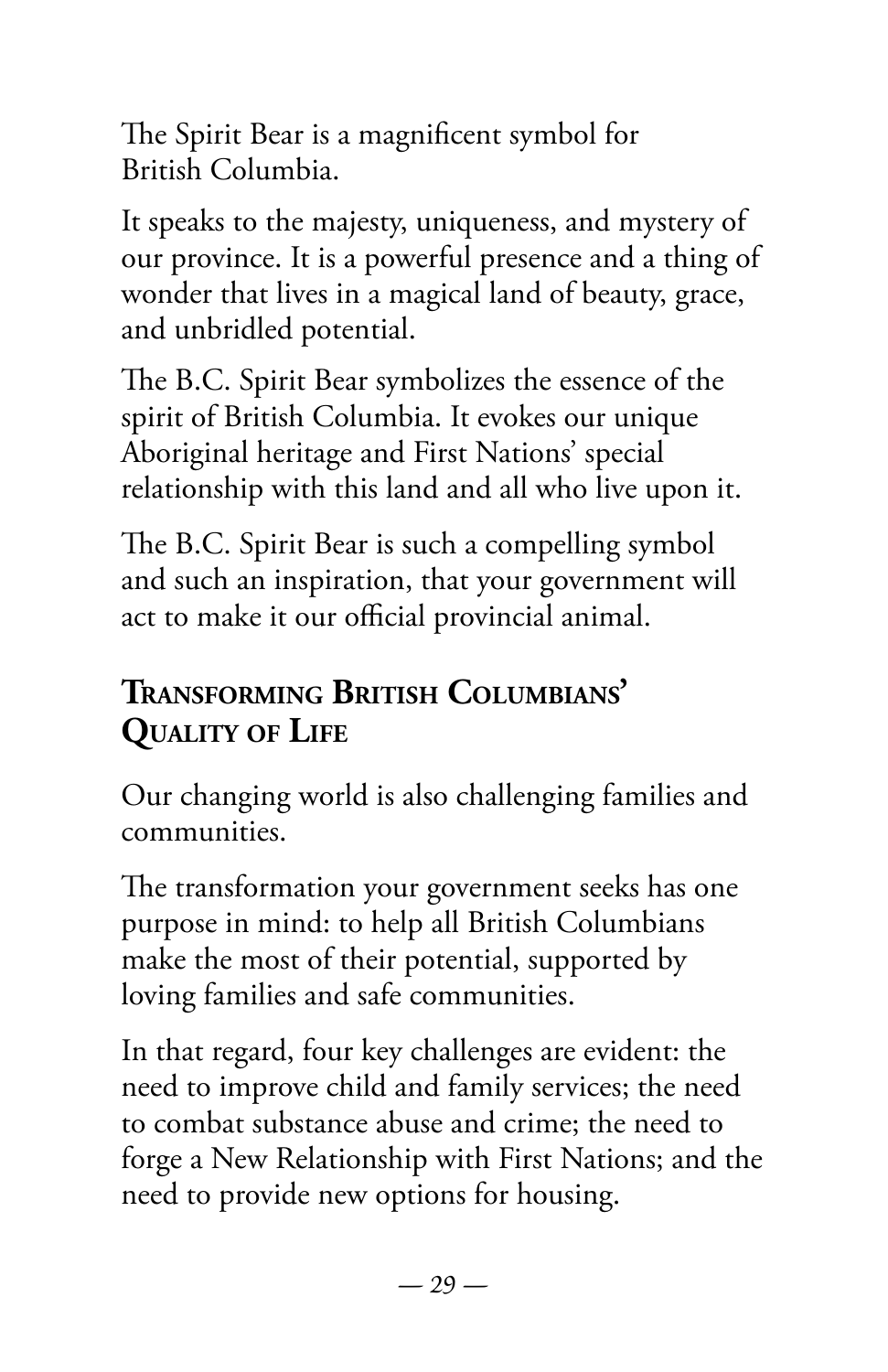The Spirit Bear is a magnificent symbol for British Columbia.

It speaks to the majesty, uniqueness, and mystery of our province. It is a powerful presence and a thing of wonder that lives in a magical land of beauty, grace, and unbridled potential.

The B.C. Spirit Bear symbolizes the essence of the spirit of British Columbia. It evokes our unique Aboriginal heritage and First Nations' special relationship with this land and all who live upon it.

The B.C. Spirit Bear is such a compelling symbol and such an inspiration, that your government will act to make it our official provincial animal.

## Transforming British Columbians' Quality of Life

Our changing world is also challenging families and communities.

The transformation your government seeks has one purpose in mind: to help all British Columbians make the most of their potential, supported by loving families and safe communities.

In that regard, four key challenges are evident: the need to improve child and family services; the need to combat substance abuse and crime; the need to forge a New Relationship with First Nations; and the need to provide new options for housing.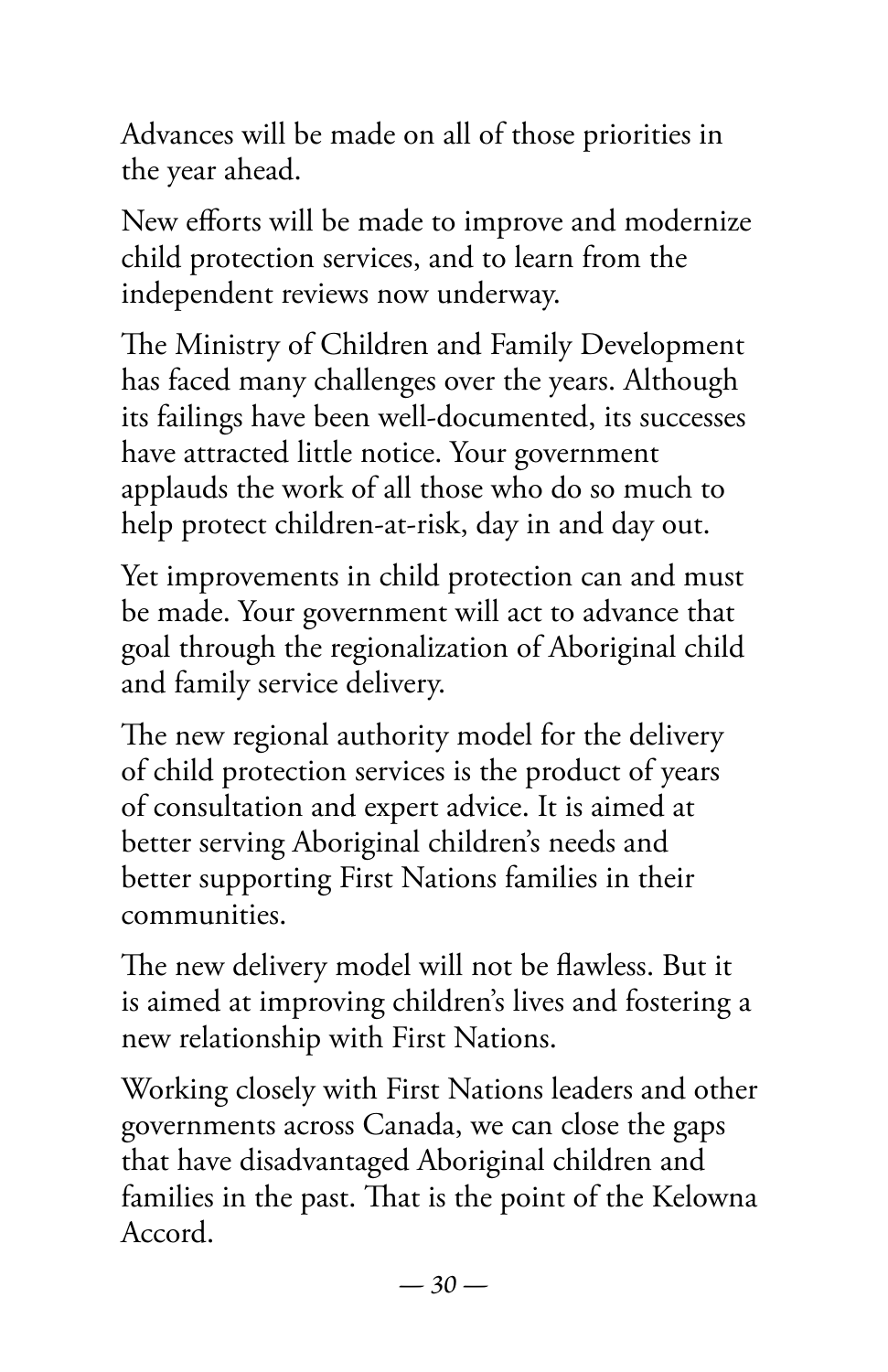Advances will be made on all of those priorities in the year ahead.

New efforts will be made to improve and modernize child protection services, and to learn from the independent reviews now underway.

The Ministry of Children and Family Development has faced many challenges over the years. Although its failings have been well-documented, its successes have attracted little notice. Your government applauds the work of all those who do so much to help protect children-at-risk, day in and day out.

Yet improvements in child protection can and must be made. Your government will act to advance that goal through the regionalization of Aboriginal child and family service delivery.

The new regional authority model for the delivery of child protection services is the product of years of consultation and expert advice. It is aimed at better serving Aboriginal children's needs and better supporting First Nations families in their communities.

The new delivery model will not be flawless. But it is aimed at improving children's lives and fostering a new relationship with First Nations.

Working closely with First Nations leaders and other governments across Canada, we can close the gaps that have disadvantaged Aboriginal children and families in the past. That is the point of the Kelowna Accord.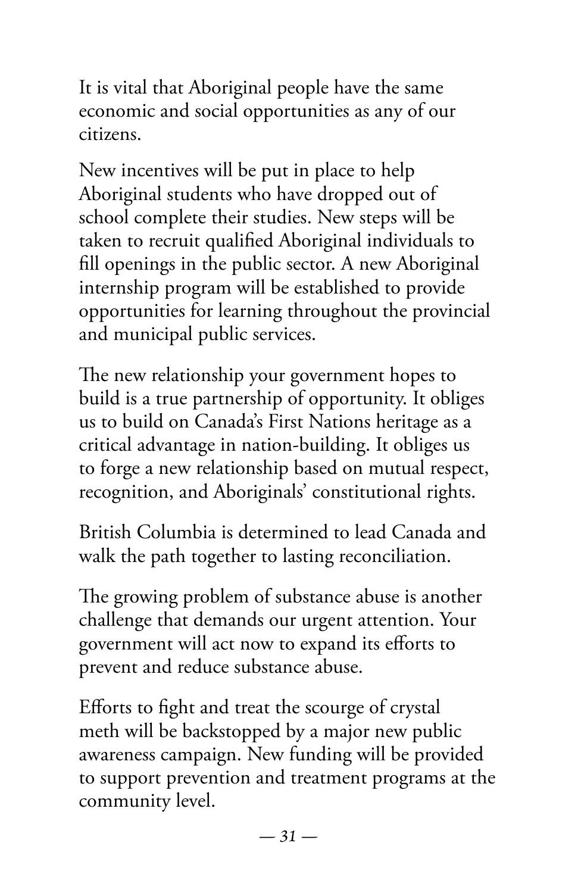It is vital that Aboriginal people have the same economic and social opportunities as any of our citizens.

New incentives will be put in place to help Aboriginal students who have dropped out of school complete their studies. New steps will be taken to recruit qualified Aboriginal individuals to fill openings in the public sector. A new Aboriginal internship program will be established to provide opportunities for learning throughout the provincial and municipal public services.

The new relationship your government hopes to build is a true partnership of opportunity. It obliges us to build on Canada's First Nations heritage as a critical advantage in nation-building. It obliges us to forge a new relationship based on mutual respect, recognition, and Aboriginals' constitutional rights.

British Columbia is determined to lead Canada and walk the path together to lasting reconciliation.

The growing problem of substance abuse is another challenge that demands our urgent attention. Your government will act now to expand its efforts to prevent and reduce substance abuse.

Efforts to fight and treat the scourge of crystal meth will be backstopped by a major new public awareness campaign. New funding will be provided to support prevention and treatment programs at the community level.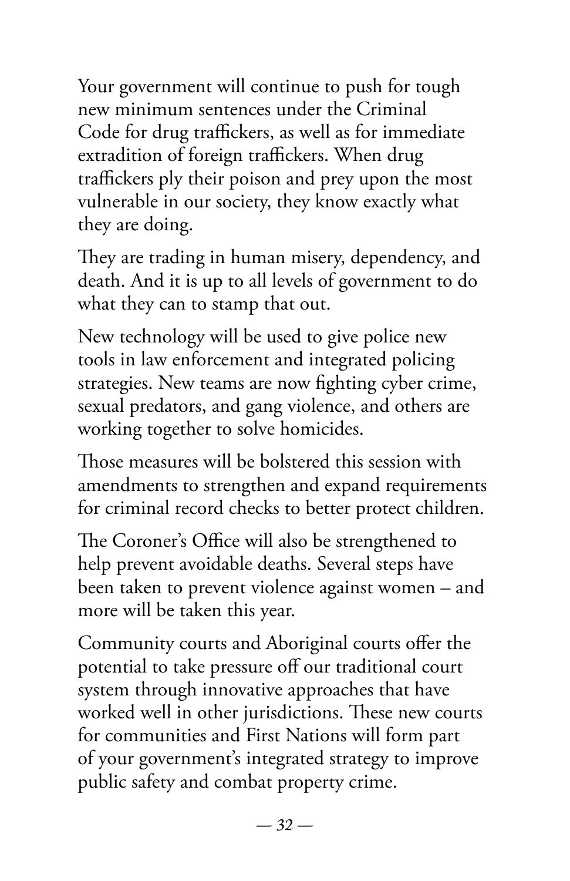Your government will continue to push for tough new minimum sentences under the Criminal Code for drug traffickers, as well as for immediate extradition of foreign traffickers. When drug traffickers ply their poison and prey upon the most vulnerable in our society, they know exactly what they are doing.

They are trading in human misery, dependency, and death. And it is up to all levels of government to do what they can to stamp that out.

New technology will be used to give police new tools in law enforcement and integrated policing strategies. New teams are now fighting cyber crime, sexual predators, and gang violence, and others are working together to solve homicides.

Those measures will be bolstered this session with amendments to strengthen and expand requirements for criminal record checks to better protect children.

The Coroner's Office will also be strengthened to help prevent avoidable deaths. Several steps have been taken to prevent violence against women – and more will be taken this year.

Community courts and Aboriginal courts offer the potential to take pressure off our traditional court system through innovative approaches that have worked well in other jurisdictions. These new courts for communities and First Nations will form part of your government's integrated strategy to improve public safety and combat property crime.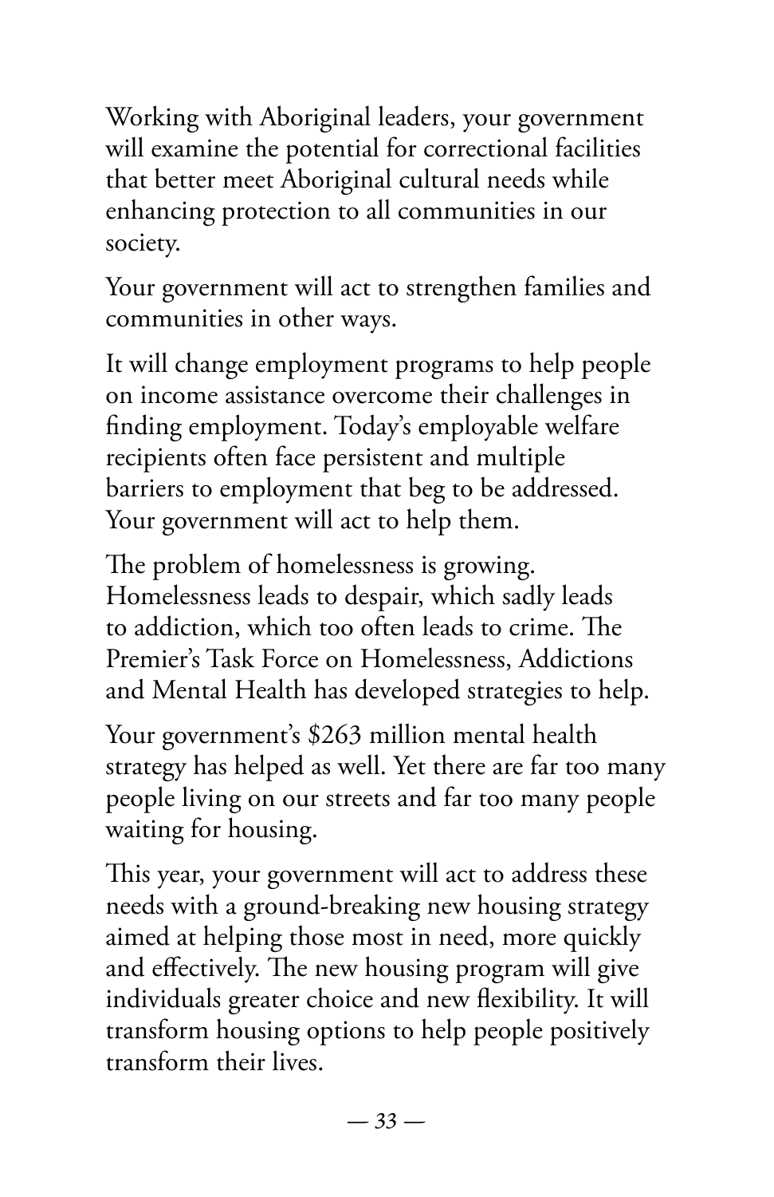Working with Aboriginal leaders, your government will examine the potential for correctional facilities that better meet Aboriginal cultural needs while enhancing protection to all communities in our society.

Your government will act to strengthen families and communities in other ways.

It will change employment programs to help people on income assistance overcome their challenges in finding employment. Today's employable welfare recipients often face persistent and multiple barriers to employment that beg to be addressed. Your government will act to help them.

The problem of homelessness is growing. Homelessness leads to despair, which sadly leads to addiction, which too often leads to crime. The Premier's Task Force on Homelessness, Addictions and Mental Health has developed strategies to help.

Your government's $263 million mental health strategy has helped as well. Yet there are far too many people living on our streets and far too many people waiting for housing.

This year, your government will act to address these needs with a ground-breaking new housing strategy aimed at helping those most in need, more quickly and effectively. The new housing program will give individuals greater choice and new flexibility. It will transform housing options to help people positively transform their lives.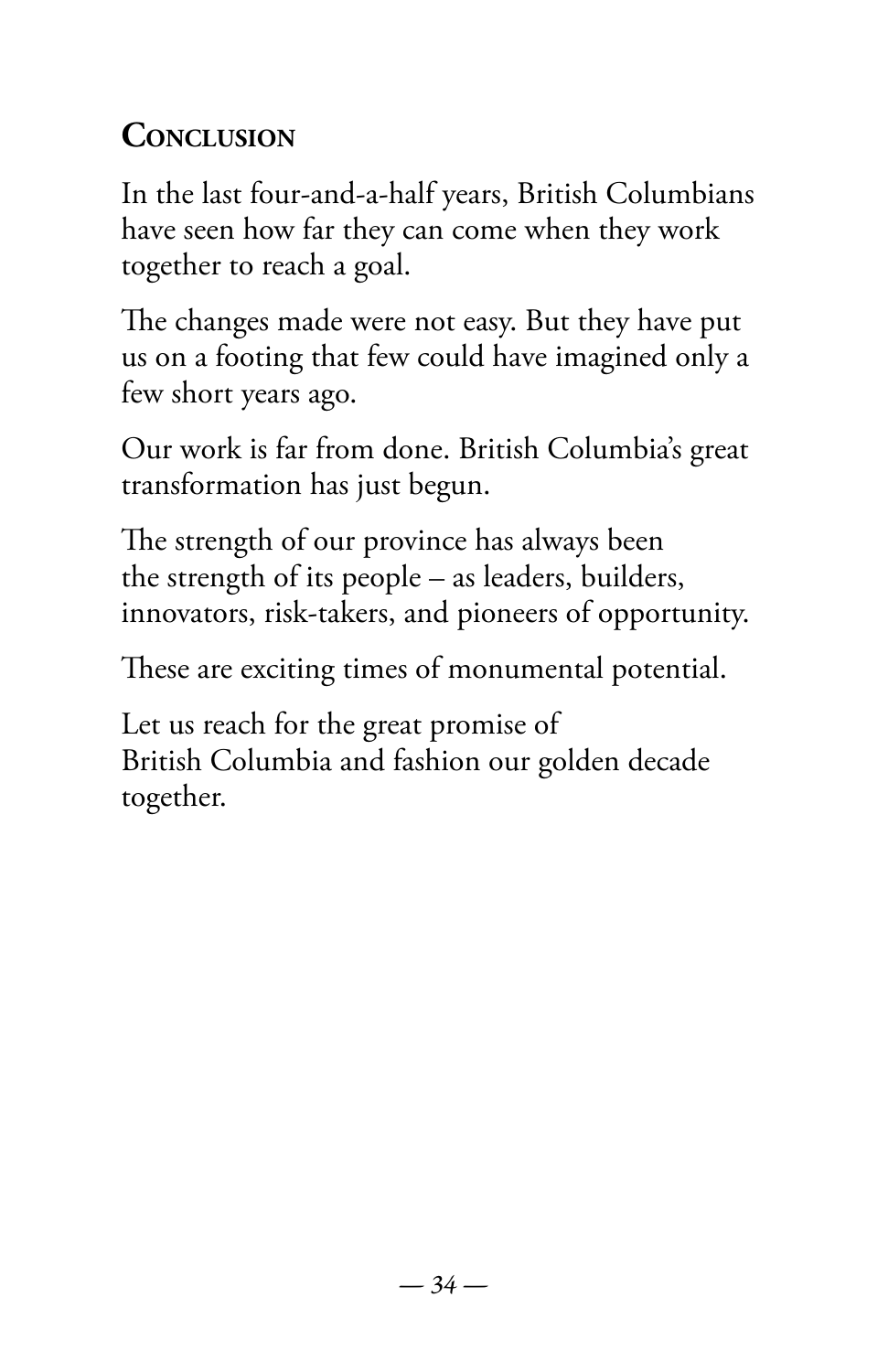## Conclusion

In the last four-and-a-half years, British Columbians have seen how far they can come when they work together to reach a goal.

The changes made were not easy. But they have put us on a footing that few could have imagined only a few short years ago.

Our work is far from done. British Columbia's great transformation has just begun.

The strength of our province has always been the strength of its people – as leaders, builders, innovators, risk-takers, and pioneers of opportunity.

These are exciting times of monumental potential.

Let us reach for the great promise of British Columbia and fashion our golden decade together.